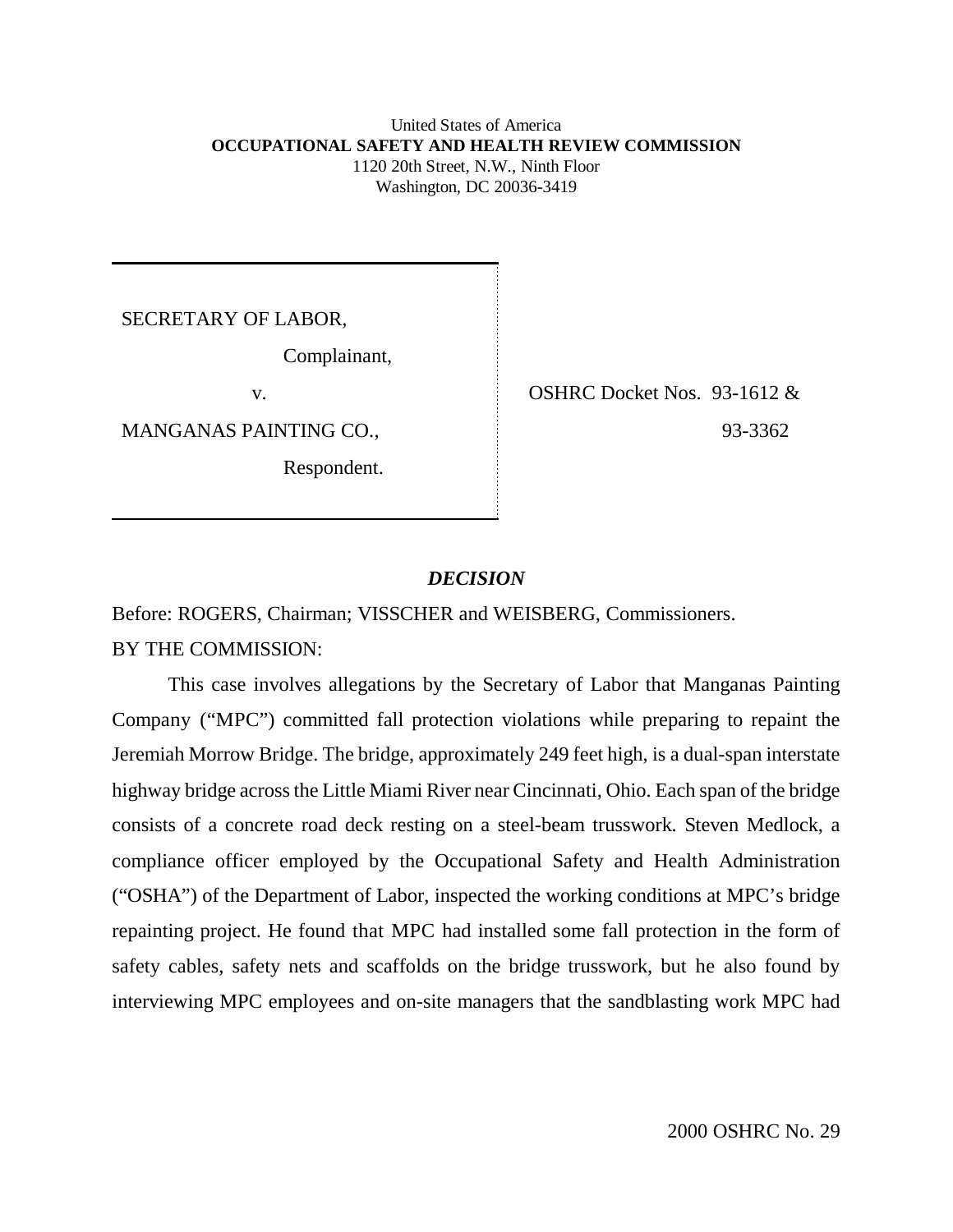United States of America
**OCCUPATIONAL SAFETY AND HEALTH REVIEW COMMISSION**
1120 20th Street, N.W., Ninth Floor
Washington, DC 20036-3419

| | |
|---|---|
| SECRETARY OF LABOR, | |
| Complainant, | |
| v. | OSHRC Docket Nos. 93-1612 & 93-3362 |
| MANGANAS PAINTING CO., | |
| Respondent. | |

## *DECISION*

Before: ROGERS, Chairman; VISSCHER and WEISBERG, Commissioners.

BY THE COMMISSION:

This case involves allegations by the Secretary of Labor that Manganas Painting Company ("MPC") committed fall protection violations while preparing to repaint the Jeremiah Morrow Bridge. The bridge, approximately 249 feet high, is a dual-span interstate highway bridge across the Little Miami River near Cincinnati, Ohio. Each span of the bridge consists of a concrete road deck resting on a steel-beam trusswork. Steven Medlock, a compliance officer employed by the Occupational Safety and Health Administration ("OSHA") of the Department of Labor, inspected the working conditions at MPC's bridge repainting project. He found that MPC had installed some fall protection in the form of safety cables, safety nets and scaffolds on the bridge trusswork, but he also found by interviewing MPC employees and on-site managers that the sandblasting work MPC had

2000 OSHRC No. 29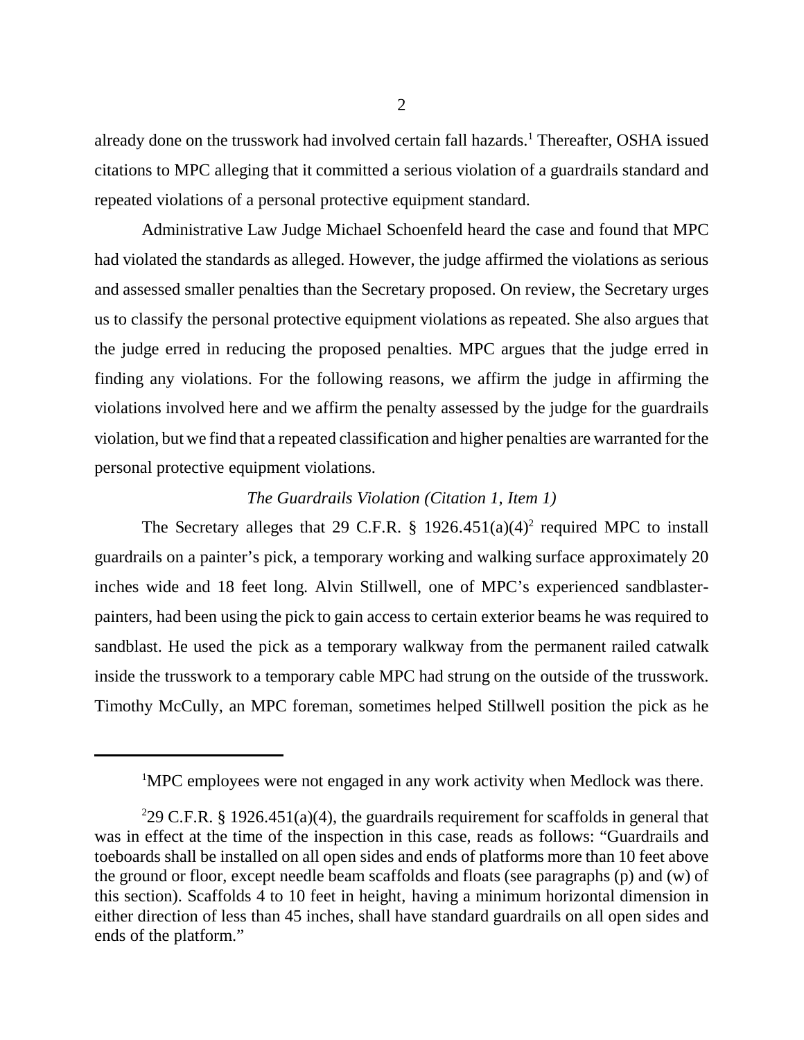already done on the trusswork had involved certain fall hazards.[1] Thereafter, OSHA issued citations to MPC alleging that it committed a serious violation of a guardrails standard and repeated violations of a personal protective equipment standard.

Administrative Law Judge Michael Schoenfeld heard the case and found that MPC had violated the standards as alleged. However, the judge affirmed the violations as serious and assessed smaller penalties than the Secretary proposed. On review, the Secretary urges us to classify the personal protective equipment violations as repeated. She also argues that the judge erred in reducing the proposed penalties. MPC argues that the judge erred in finding any violations. For the following reasons, we affirm the judge in affirming the violations involved here and we affirm the penalty assessed by the judge for the guardrails violation, but we find that a repeated classification and higher penalties are warranted for the personal protective equipment violations.

*The Guardrails Violation (Citation 1, Item 1)*

The Secretary alleges that 29 C.F.R. § 1926.451(a)(4)[2] required MPC to install guardrails on a painter's pick, a temporary working and walking surface approximately 20 inches wide and 18 feet long. Alvin Stillwell, one of MPC's experienced sandblaster-painters, had been using the pick to gain access to certain exterior beams he was required to sandblast. He used the pick as a temporary walkway from the permanent railed catwalk inside the trusswork to a temporary cable MPC had strung on the outside of the trusswork. Timothy McCully, an MPC foreman, sometimes helped Stillwell position the pick as he

---

[1]MPC employees were not engaged in any work activity when Medlock was there.

[2]29 C.F.R. § 1926.451(a)(4), the guardrails requirement for scaffolds in general that was in effect at the time of the inspection in this case, reads as follows: "Guardrails and toeboards shall be installed on all open sides and ends of platforms more than 10 feet above the ground or floor, except needle beam scaffolds and floats (see paragraphs (p) and (w) of this section). Scaffolds 4 to 10 feet in height, having a minimum horizontal dimension in either direction of less than 45 inches, shall have standard guardrails on all open sides and ends of the platform."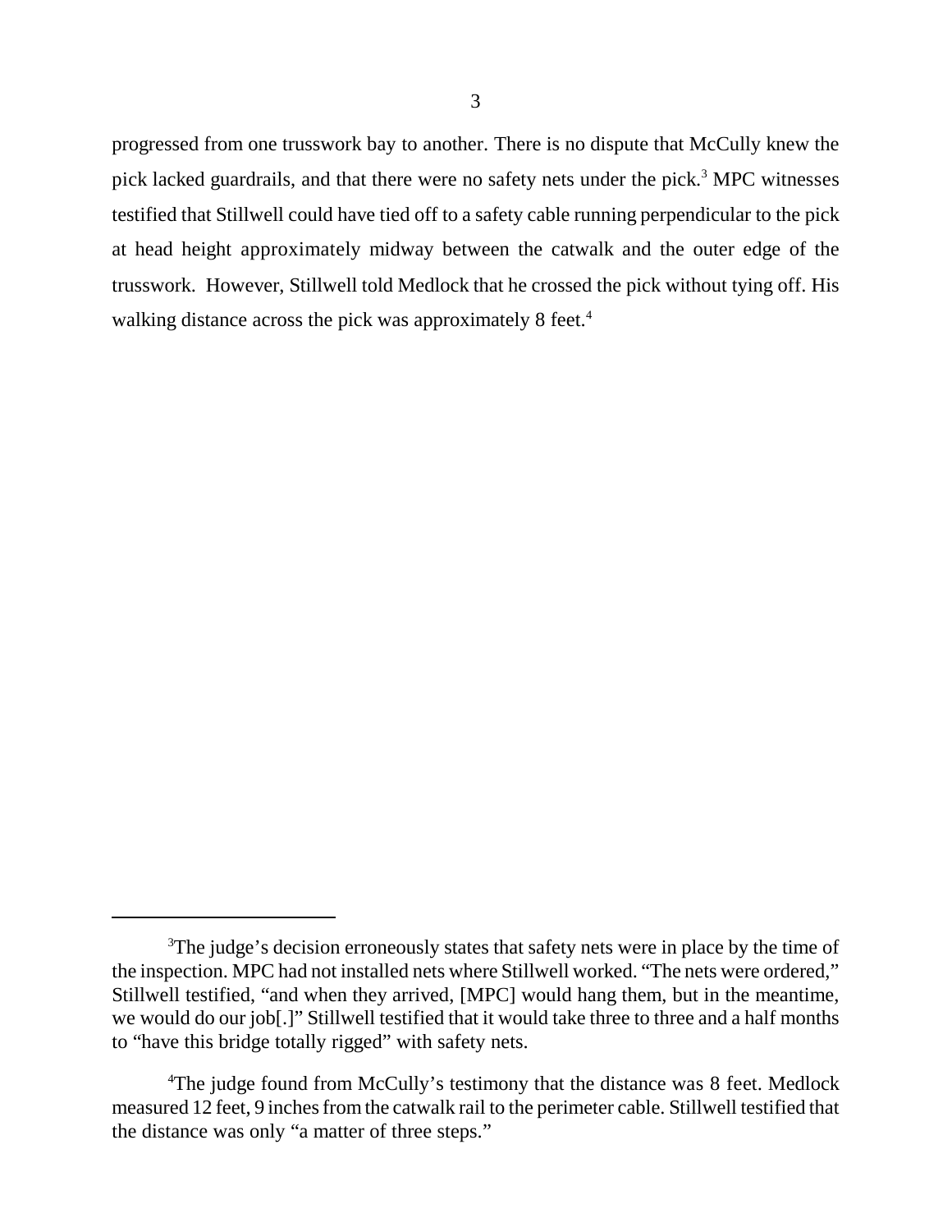progressed from one trusswork bay to another. There is no dispute that McCully knew the pick lacked guardrails, and that there were no safety nets under the pick.[3] MPC witnesses testified that Stillwell could have tied off to a safety cable running perpendicular to the pick at head height approximately midway between the catwalk and the outer edge of the trusswork. However, Stillwell told Medlock that he crossed the pick without tying off. His walking distance across the pick was approximately 8 feet.[4]

---

[3]The judge's decision erroneously states that safety nets were in place by the time of the inspection. MPC had not installed nets where Stillwell worked. "The nets were ordered," Stillwell testified, "and when they arrived, [MPC] would hang them, but in the meantime, we would do our job[.]" Stillwell testified that it would take three to three and a half months to "have this bridge totally rigged" with safety nets.

[4]The judge found from McCully's testimony that the distance was 8 feet. Medlock measured 12 feet, 9 inches from the catwalk rail to the perimeter cable. Stillwell testified that the distance was only "a matter of three steps."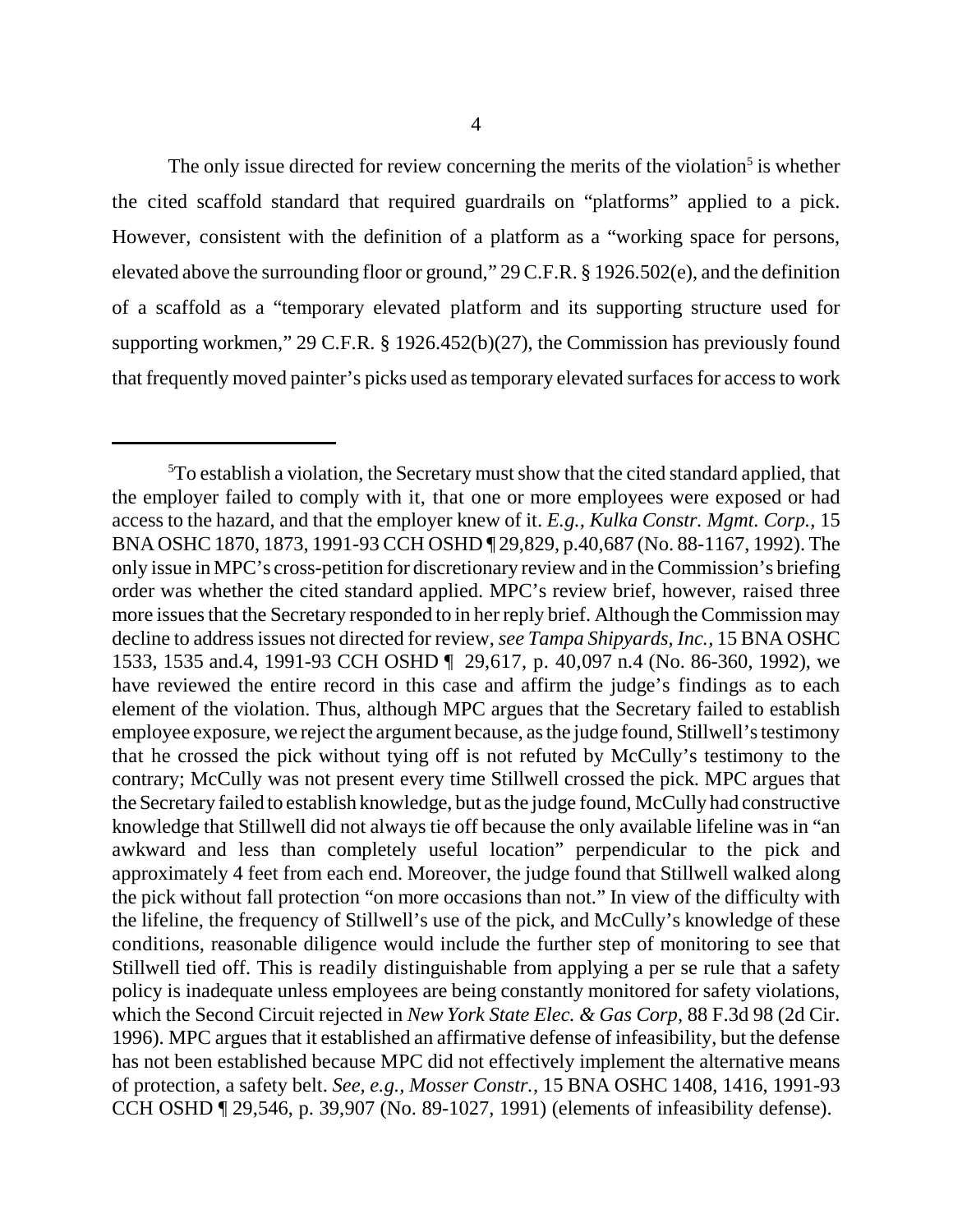The only issue directed for review concerning the merits of the violation[5] is whether the cited scaffold standard that required guardrails on "platforms" applied to a pick. However, consistent with the definition of a platform as a "working space for persons, elevated above the surrounding floor or ground," 29 C.F.R. § 1926.502(e), and the definition of a scaffold as a "temporary elevated platform and its supporting structure used for supporting workmen," 29 C.F.R. § 1926.452(b)(27), the Commission has previously found that frequently moved painter's picks used as temporary elevated surfaces for access to work

---

[5]To establish a violation, the Secretary must show that the cited standard applied, that the employer failed to comply with it, that one or more employees were exposed or had access to the hazard, and that the employer knew of it. *E.g., Kulka Constr. Mgmt. Corp.,* 15 BNA OSHC 1870, 1873, 1991-93 CCH OSHD ¶ 29,829, p.40,687 (No. 88-1167, 1992). The only issue in MPC's cross-petition for discretionary review and in the Commission's briefing order was whether the cited standard applied. MPC's review brief, however, raised three more issues that the Secretary responded to in her reply brief. Although the Commission may decline to address issues not directed for review, *see Tampa Shipyards, Inc.,* 15 BNA OSHC 1533, 1535 and.4, 1991-93 CCH OSHD ¶ 29,617, p. 40,097 n.4 (No. 86-360, 1992), we have reviewed the entire record in this case and affirm the judge's findings as to each element of the violation. Thus, although MPC argues that the Secretary failed to establish employee exposure, we reject the argument because, as the judge found, Stillwell's testimony that he crossed the pick without tying off is not refuted by McCully's testimony to the contrary; McCully was not present every time Stillwell crossed the pick. MPC argues that the Secretary failed to establish knowledge, but as the judge found, McCully had constructive knowledge that Stillwell did not always tie off because the only available lifeline was in "an awkward and less than completely useful location" perpendicular to the pick and approximately 4 feet from each end. Moreover, the judge found that Stillwell walked along the pick without fall protection "on more occasions than not." In view of the difficulty with the lifeline, the frequency of Stillwell's use of the pick, and McCully's knowledge of these conditions, reasonable diligence would include the further step of monitoring to see that Stillwell tied off. This is readily distinguishable from applying a per se rule that a safety policy is inadequate unless employees are being constantly monitored for safety violations, which the Second Circuit rejected in *New York State Elec. & Gas Corp,* 88 F.3d 98 (2d Cir. 1996). MPC argues that it established an affirmative defense of infeasibility, but the defense has not been established because MPC did not effectively implement the alternative means of protection, a safety belt. *See, e.g., Mosser Constr.,* 15 BNA OSHC 1408, 1416, 1991-93 CCH OSHD ¶ 29,546, p. 39,907 (No. 89-1027, 1991) (elements of infeasibility defense).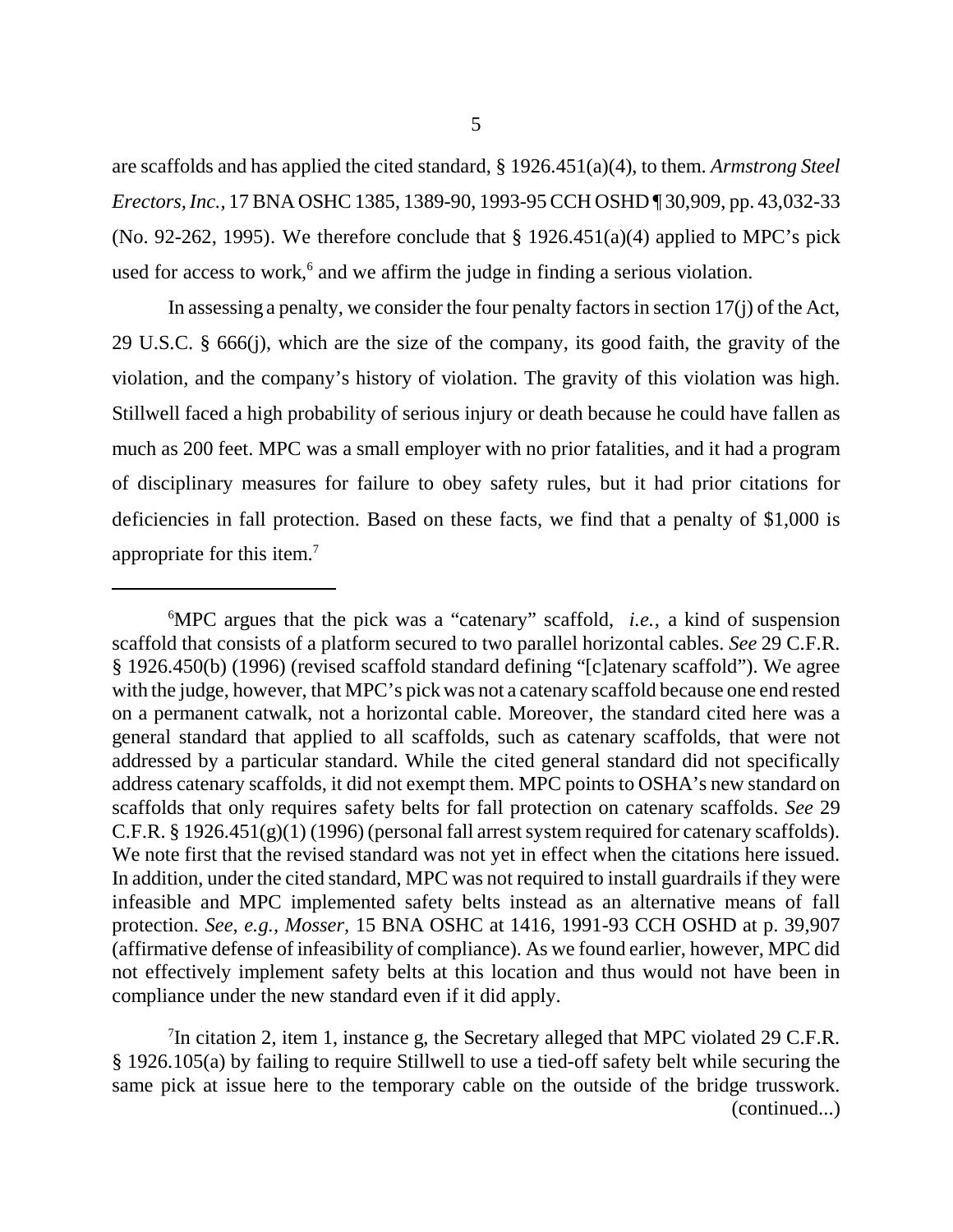are scaffolds and has applied the cited standard, § 1926.451(a)(4), to them. *Armstrong Steel Erectors, Inc.*, 17 BNA OSHC 1385, 1389-90, 1993-95 CCH OSHD ¶ 30,909, pp. 43,032-33 (No. 92-262, 1995). We therefore conclude that § 1926.451(a)(4) applied to MPC's pick used for access to work,[6] and we affirm the judge in finding a serious violation.

In assessing a penalty, we consider the four penalty factors in section 17(j) of the Act, 29 U.S.C. § 666(j), which are the size of the company, its good faith, the gravity of the violation, and the company's history of violation. The gravity of this violation was high. Stillwell faced a high probability of serious injury or death because he could have fallen as much as 200 feet. MPC was a small employer with no prior fatalities, and it had a program of disciplinary measures for failure to obey safety rules, but it had prior citations for deficiencies in fall protection. Based on these facts, we find that a penalty of $1,000 is appropriate for this item.[7]

---

[6]MPC argues that the pick was a "catenary" scaffold, *i.e.*, a kind of suspension scaffold that consists of a platform secured to two parallel horizontal cables. *See* 29 C.F.R. § 1926.450(b) (1996) (revised scaffold standard defining "[c]atenary scaffold"). We agree with the judge, however, that MPC's pick was not a catenary scaffold because one end rested on a permanent catwalk, not a horizontal cable. Moreover, the standard cited here was a general standard that applied to all scaffolds, such as catenary scaffolds, that were not addressed by a particular standard. While the cited general standard did not specifically address catenary scaffolds, it did not exempt them. MPC points to OSHA's new standard on scaffolds that only requires safety belts for fall protection on catenary scaffolds. *See* 29 C.F.R. § 1926.451(g)(1) (1996) (personal fall arrest system required for catenary scaffolds). We note first that the revised standard was not yet in effect when the citations here issued. In addition, under the cited standard, MPC was not required to install guardrails if they were infeasible and MPC implemented safety belts instead as an alternative means of fall protection. *See, e.g., Mosser*, 15 BNA OSHC at 1416, 1991-93 CCH OSHD at p. 39,907 (affirmative defense of infeasibility of compliance). As we found earlier, however, MPC did not effectively implement safety belts at this location and thus would not have been in compliance under the new standard even if it did apply.

[7]In citation 2, item 1, instance g, the Secretary alleged that MPC violated 29 C.F.R. § 1926.105(a) by failing to require Stillwell to use a tied-off safety belt while securing the same pick at issue here to the temporary cable on the outside of the bridge trusswork. (continued...)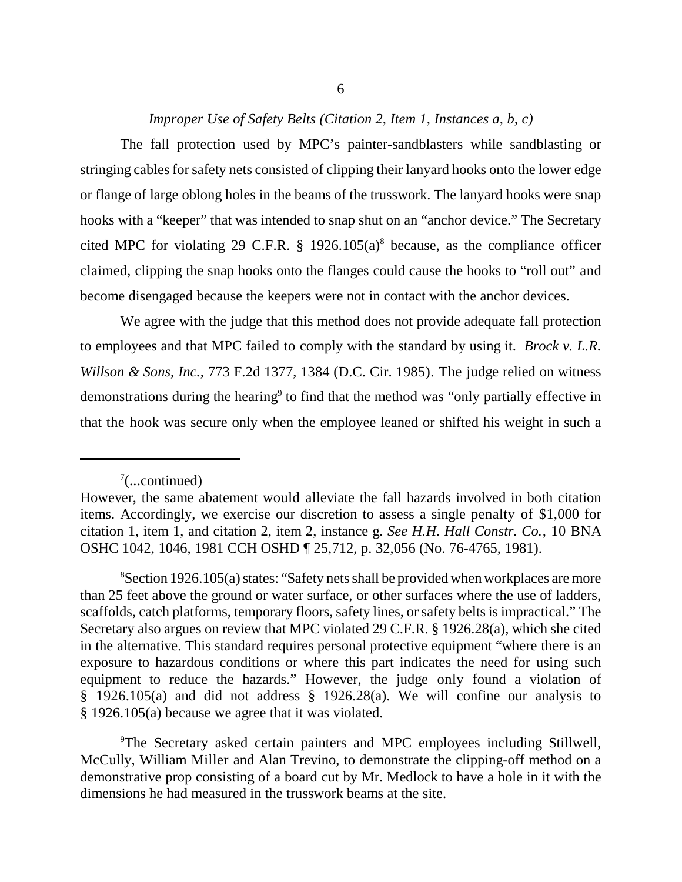*Improper Use of Safety Belts (Citation 2, Item 1, Instances a, b, c)*

The fall protection used by MPC's painter-sandblasters while sandblasting or stringing cables for safety nets consisted of clipping their lanyard hooks onto the lower edge or flange of large oblong holes in the beams of the trusswork. The lanyard hooks were snap hooks with a "keeper" that was intended to snap shut on an "anchor device." The Secretary cited MPC for violating 29 C.F.R. § 1926.105(a)[8] because, as the compliance officer claimed, clipping the snap hooks onto the flanges could cause the hooks to "roll out" and become disengaged because the keepers were not in contact with the anchor devices.

We agree with the judge that this method does not provide adequate fall protection to employees and that MPC failed to comply with the standard by using it. *Brock v. L.R. Willson & Sons, Inc.,* 773 F.2d 1377, 1384 (D.C. Cir. 1985). The judge relied on witness demonstrations during the hearing[9] to find that the method was "only partially effective in that the hook was secure only when the employee leaned or shifted his weight in such a

---

[7](...continued)
However, the same abatement would alleviate the fall hazards involved in both citation items. Accordingly, we exercise our discretion to assess a single penalty of $1,000 for citation 1, item 1, and citation 2, item 2, instance g. *See H.H. Hall Constr. Co.,* 10 BNA OSHC 1042, 1046, 1981 CCH OSHD ¶ 25,712, p. 32,056 (No. 76-4765, 1981).

[8]Section 1926.105(a) states: "Safety nets shall be provided when workplaces are more than 25 feet above the ground or water surface, or other surfaces where the use of ladders, scaffolds, catch platforms, temporary floors, safety lines, or safety belts is impractical." The Secretary also argues on review that MPC violated 29 C.F.R. § 1926.28(a), which she cited in the alternative. This standard requires personal protective equipment "where there is an exposure to hazardous conditions or where this part indicates the need for using such equipment to reduce the hazards." However, the judge only found a violation of § 1926.105(a) and did not address § 1926.28(a). We will confine our analysis to § 1926.105(a) because we agree that it was violated.

[9]The Secretary asked certain painters and MPC employees including Stillwell, McCully, William Miller and Alan Trevino, to demonstrate the clipping-off method on a demonstrative prop consisting of a board cut by Mr. Medlock to have a hole in it with the dimensions he had measured in the trusswork beams at the site.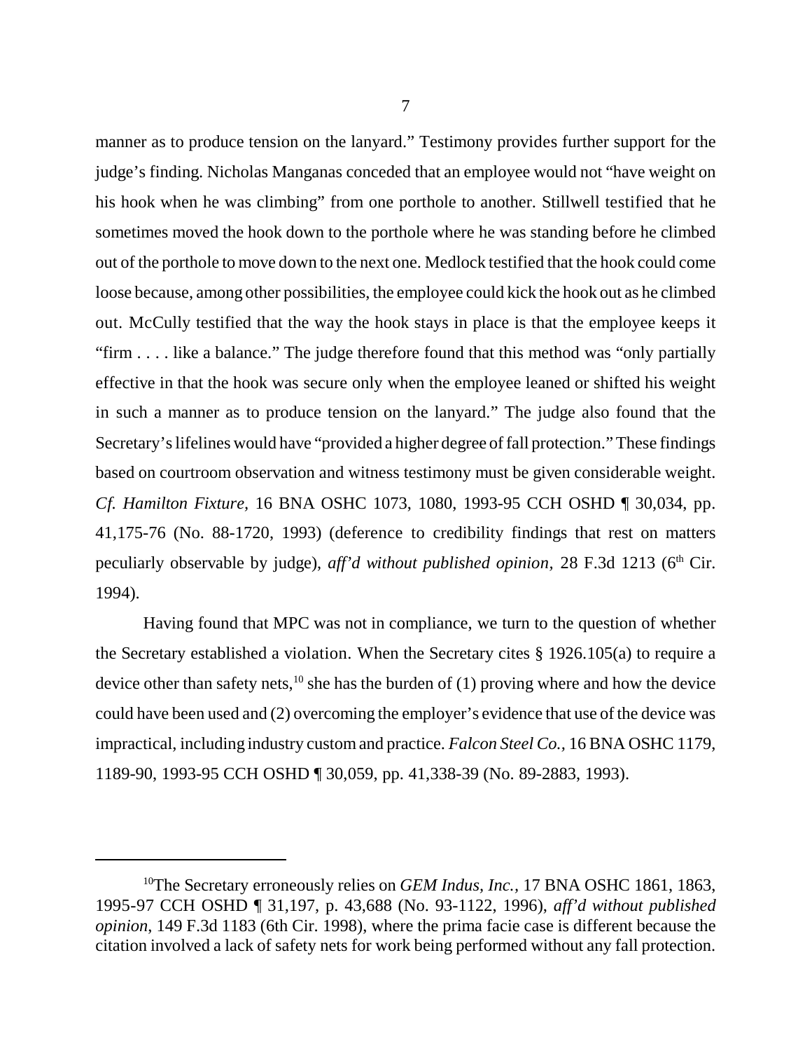manner as to produce tension on the lanyard." Testimony provides further support for the judge's finding. Nicholas Manganas conceded that an employee would not "have weight on his hook when he was climbing" from one porthole to another. Stillwell testified that he sometimes moved the hook down to the porthole where he was standing before he climbed out of the porthole to move down to the next one. Medlock testified that the hook could come loose because, among other possibilities, the employee could kick the hook out as he climbed out. McCully testified that the way the hook stays in place is that the employee keeps it "firm . . . . like a balance." The judge therefore found that this method was "only partially effective in that the hook was secure only when the employee leaned or shifted his weight in such a manner as to produce tension on the lanyard." The judge also found that the Secretary's lifelines would have "provided a higher degree of fall protection." These findings based on courtroom observation and witness testimony must be given considerable weight. *Cf. Hamilton Fixture*, 16 BNA OSHC 1073, 1080, 1993-95 CCH OSHD ¶ 30,034, pp. 41,175-76 (No. 88-1720, 1993) (deference to credibility findings that rest on matters peculiarly observable by judge), *aff'd without published opinion*, 28 F.3d 1213 (6th Cir. 1994).

Having found that MPC was not in compliance, we turn to the question of whether the Secretary established a violation. When the Secretary cites § 1926.105(a) to require a device other than safety nets,[10] she has the burden of (1) proving where and how the device could have been used and (2) overcoming the employer's evidence that use of the device was impractical, including industry custom and practice. *Falcon Steel Co.*, 16 BNA OSHC 1179, 1189-90, 1993-95 CCH OSHD ¶ 30,059, pp. 41,338-39 (No. 89-2883, 1993).

---

[10]The Secretary erroneously relies on *GEM Indus, Inc.*, 17 BNA OSHC 1861, 1863, 1995-97 CCH OSHD ¶ 31,197, p. 43,688 (No. 93-1122, 1996), *aff'd without published opinion*, 149 F.3d 1183 (6th Cir. 1998), where the prima facie case is different because the citation involved a lack of safety nets for work being performed without any fall protection.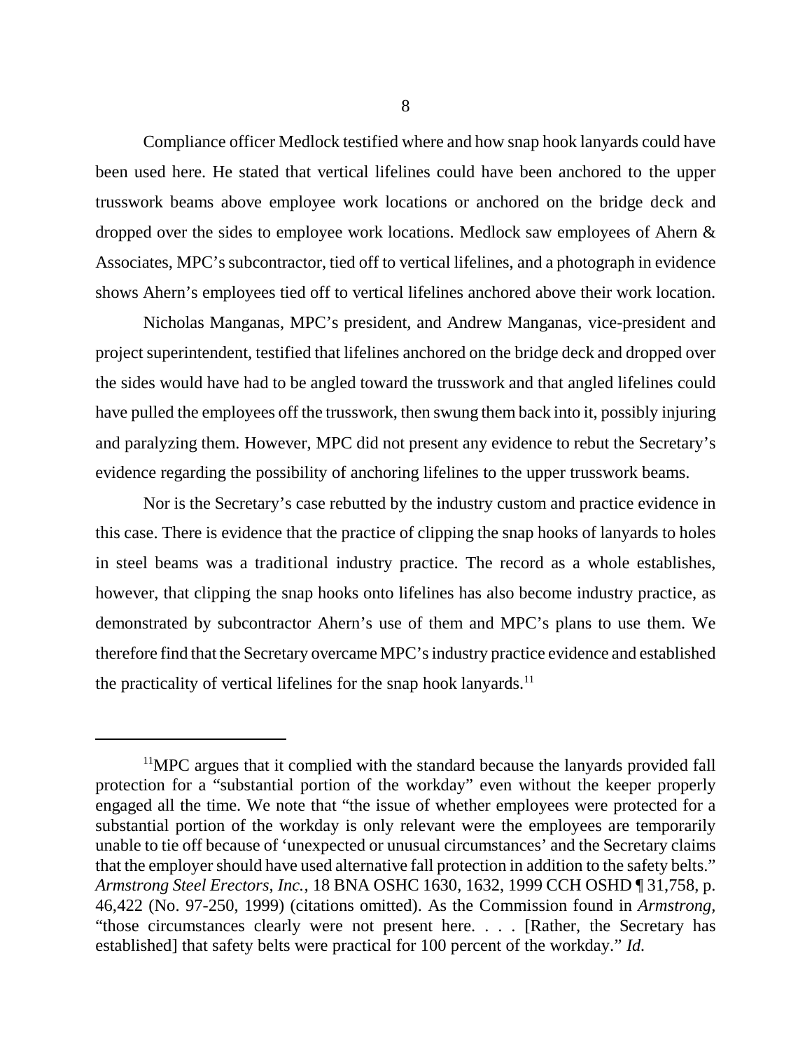Compliance officer Medlock testified where and how snap hook lanyards could have been used here. He stated that vertical lifelines could have been anchored to the upper trusswork beams above employee work locations or anchored on the bridge deck and dropped over the sides to employee work locations. Medlock saw employees of Ahern & Associates, MPC's subcontractor, tied off to vertical lifelines, and a photograph in evidence shows Ahern's employees tied off to vertical lifelines anchored above their work location.

Nicholas Manganas, MPC's president, and Andrew Manganas, vice-president and project superintendent, testified that lifelines anchored on the bridge deck and dropped over the sides would have had to be angled toward the trusswork and that angled lifelines could have pulled the employees off the trusswork, then swung them back into it, possibly injuring and paralyzing them. However, MPC did not present any evidence to rebut the Secretary's evidence regarding the possibility of anchoring lifelines to the upper trusswork beams.

Nor is the Secretary's case rebutted by the industry custom and practice evidence in this case. There is evidence that the practice of clipping the snap hooks of lanyards to holes in steel beams was a traditional industry practice. The record as a whole establishes, however, that clipping the snap hooks onto lifelines has also become industry practice, as demonstrated by subcontractor Ahern's use of them and MPC's plans to use them. We therefore find that the Secretary overcame MPC's industry practice evidence and established the practicality of vertical lifelines for the snap hook lanyards.[11]

---

[11]MPC argues that it complied with the standard because the lanyards provided fall protection for a "substantial portion of the workday" even without the keeper properly engaged all the time. We note that "the issue of whether employees were protected for a substantial portion of the workday is only relevant were the employees are temporarily unable to tie off because of 'unexpected or unusual circumstances' and the Secretary claims that the employer should have used alternative fall protection in addition to the safety belts." *Armstrong Steel Erectors, Inc.*, 18 BNA OSHC 1630, 1632, 1999 CCH OSHD ¶ 31,758, p. 46,422 (No. 97-250, 1999) (citations omitted). As the Commission found in *Armstrong*, "those circumstances clearly were not present here. . . . [Rather, the Secretary has established] that safety belts were practical for 100 percent of the workday." *Id.*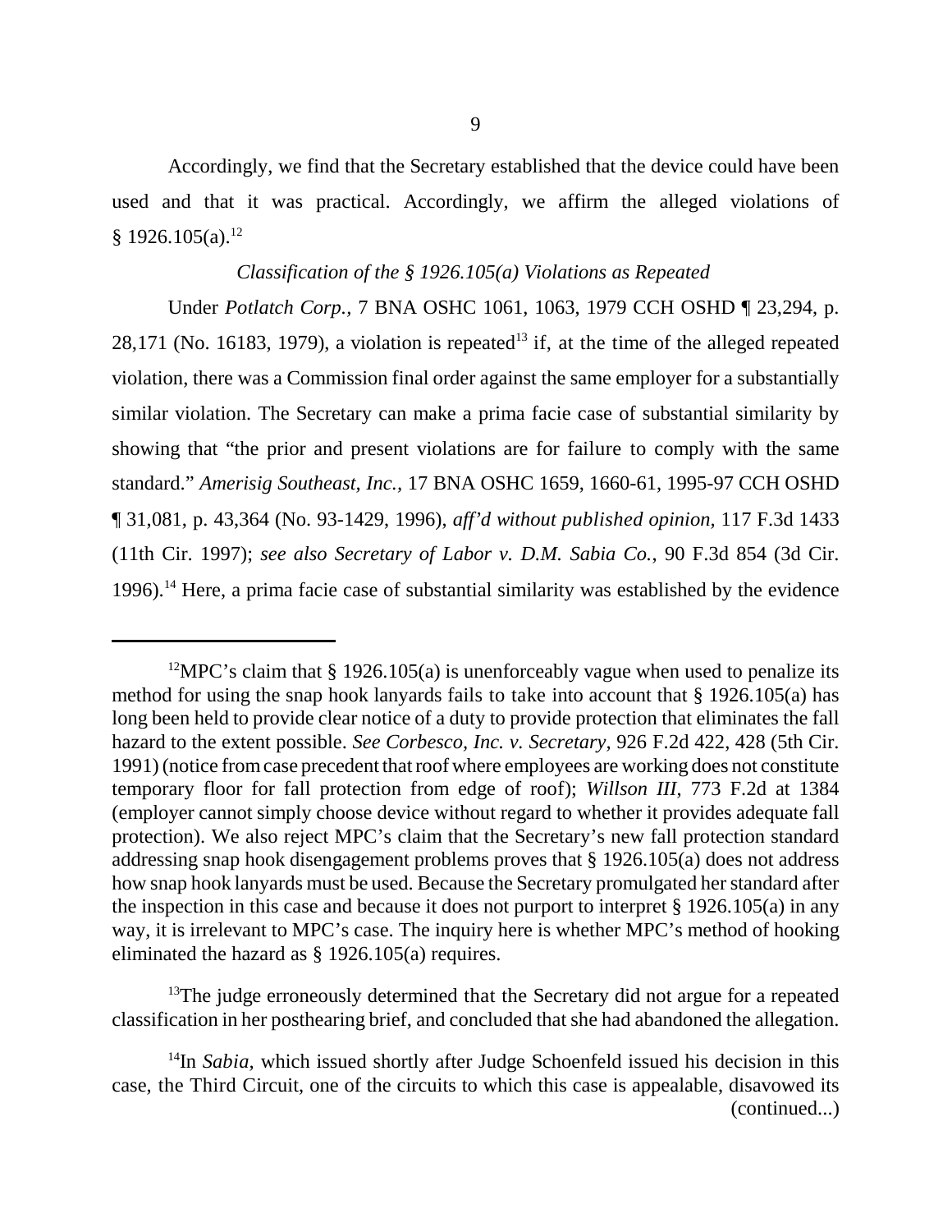Accordingly, we find that the Secretary established that the device could have been used and that it was practical. Accordingly, we affirm the alleged violations of § 1926.105(a).[12]

### *Classification of the § 1926.105(a) Violations as Repeated*

Under *Potlatch Corp.,* 7 BNA OSHC 1061, 1063, 1979 CCH OSHD ¶ 23,294, p. 28,171 (No. 16183, 1979), a violation is repeated[13] if, at the time of the alleged repeated violation, there was a Commission final order against the same employer for a substantially similar violation. The Secretary can make a prima facie case of substantial similarity by showing that "the prior and present violations are for failure to comply with the same standard." *Amerisig Southeast, Inc.,* 17 BNA OSHC 1659, 1660-61, 1995-97 CCH OSHD ¶ 31,081, p. 43,364 (No. 93-1429, 1996), *aff'd without published opinion,* 117 F.3d 1433 (11th Cir. 1997); *see also Secretary of Labor v. D.M. Sabia Co.,* 90 F.3d 854 (3d Cir. 1996).[14] Here, a prima facie case of substantial similarity was established by the evidence

---

[12] MPC's claim that § 1926.105(a) is unenforceably vague when used to penalize its method for using the snap hook lanyards fails to take into account that § 1926.105(a) has long been held to provide clear notice of a duty to provide protection that eliminates the fall hazard to the extent possible. *See Corbesco, Inc. v. Secretary,* 926 F.2d 422, 428 (5th Cir. 1991) (notice from case precedent that roof where employees are working does not constitute temporary floor for fall protection from edge of roof); *Willson III*, 773 F.2d at 1384 (employer cannot simply choose device without regard to whether it provides adequate fall protection). We also reject MPC's claim that the Secretary's new fall protection standard addressing snap hook disengagement problems proves that § 1926.105(a) does not address how snap hook lanyards must be used. Because the Secretary promulgated her standard after the inspection in this case and because it does not purport to interpret § 1926.105(a) in any way, it is irrelevant to MPC's case. The inquiry here is whether MPC's method of hooking eliminated the hazard as § 1926.105(a) requires.

[13] The judge erroneously determined that the Secretary did not argue for a repeated classification in her posthearing brief, and concluded that she had abandoned the allegation.

[14] In *Sabia,* which issued shortly after Judge Schoenfeld issued his decision in this case, the Third Circuit, one of the circuits to which this case is appealable, disavowed its (continued...)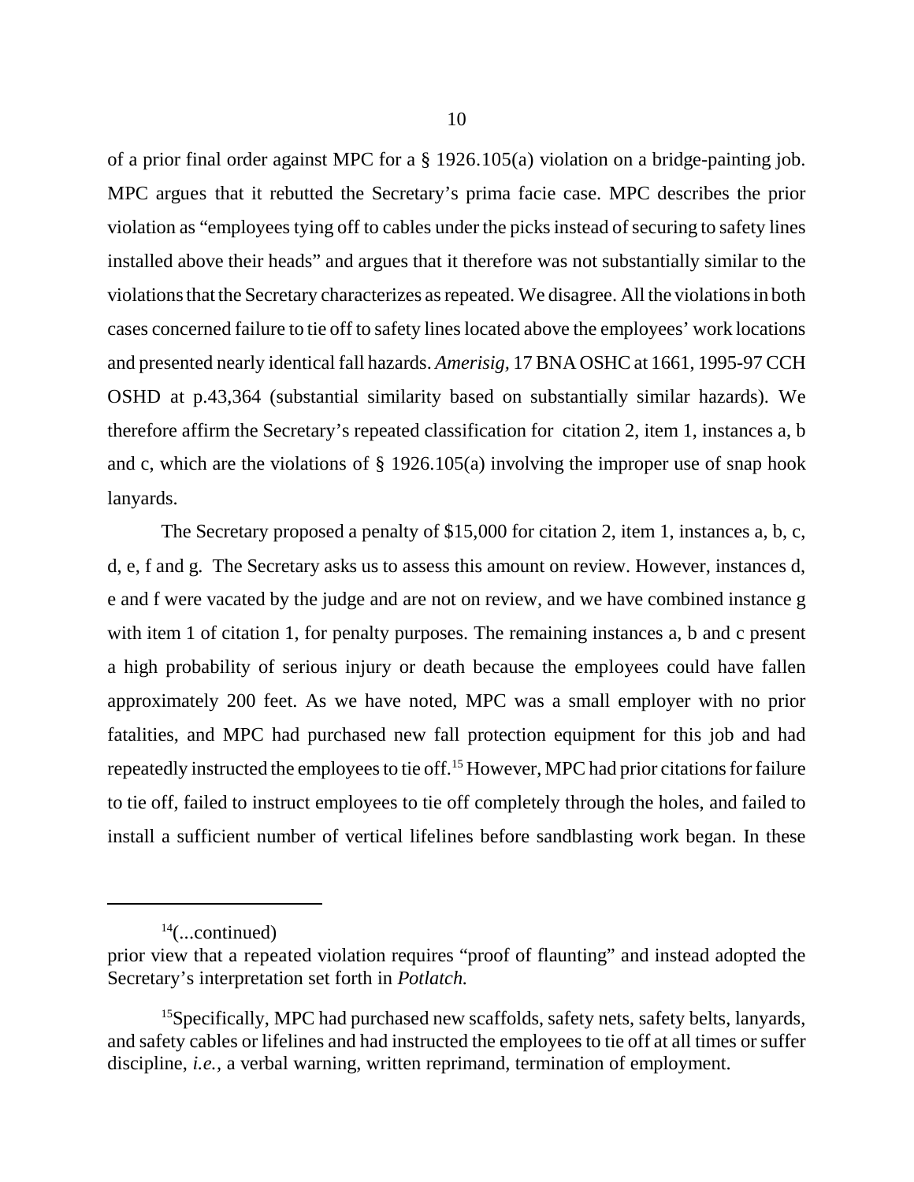of a prior final order against MPC for a § 1926.105(a) violation on a bridge-painting job. MPC argues that it rebutted the Secretary's prima facie case. MPC describes the prior violation as "employees tying off to cables under the picks instead of securing to safety lines installed above their heads" and argues that it therefore was not substantially similar to the violations that the Secretary characterizes as repeated. We disagree. All the violations in both cases concerned failure to tie off to safety lines located above the employees' work locations and presented nearly identical fall hazards. *Amerisig,* 17 BNA OSHC at 1661, 1995-97 CCH OSHD at p.43,364 (substantial similarity based on substantially similar hazards). We therefore affirm the Secretary's repeated classification for citation 2, item 1, instances a, b and c, which are the violations of § 1926.105(a) involving the improper use of snap hook lanyards.

The Secretary proposed a penalty of $15,000 for citation 2, item 1, instances a, b, c, d, e, f and g. The Secretary asks us to assess this amount on review. However, instances d, e and f were vacated by the judge and are not on review, and we have combined instance g with item 1 of citation 1, for penalty purposes. The remaining instances a, b and c present a high probability of serious injury or death because the employees could have fallen approximately 200 feet. As we have noted, MPC was a small employer with no prior fatalities, and MPC had purchased new fall protection equipment for this job and had repeatedly instructed the employees to tie off.[15] However, MPC had prior citations for failure to tie off, failed to instruct employees to tie off completely through the holes, and failed to install a sufficient number of vertical lifelines before sandblasting work began. In these

---

[14](...continued)
prior view that a repeated violation requires "proof of flaunting" and instead adopted the Secretary's interpretation set forth in *Potlatch.*

[15]Specifically, MPC had purchased new scaffolds, safety nets, safety belts, lanyards, and safety cables or lifelines and had instructed the employees to tie off at all times or suffer discipline, *i.e.,* a verbal warning, written reprimand, termination of employment.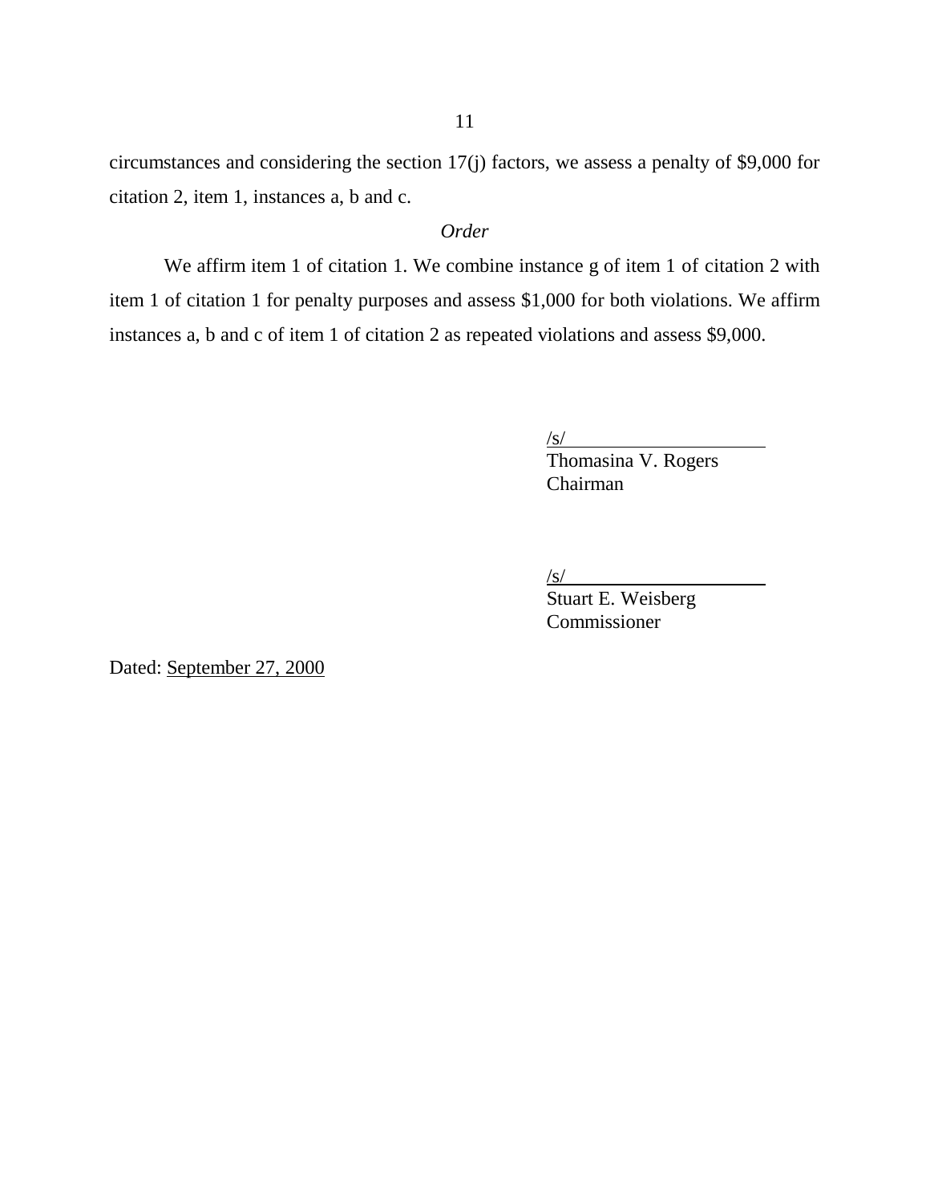circumstances and considering the section 17(j) factors, we assess a penalty of $9,000 for citation 2, item 1, instances a, b and c.

*Order*

We affirm item 1 of citation 1. We combine instance g of item 1 of citation 2 with item 1 of citation 1 for penalty purposes and assess $1,000 for both violations. We affirm instances a, b and c of item 1 of citation 2 as repeated violations and assess $9,000.

/s/
Thomasina V. Rogers
Chairman

/s/
Stuart E. Weisberg
Commissioner

Dated: September 27, 2000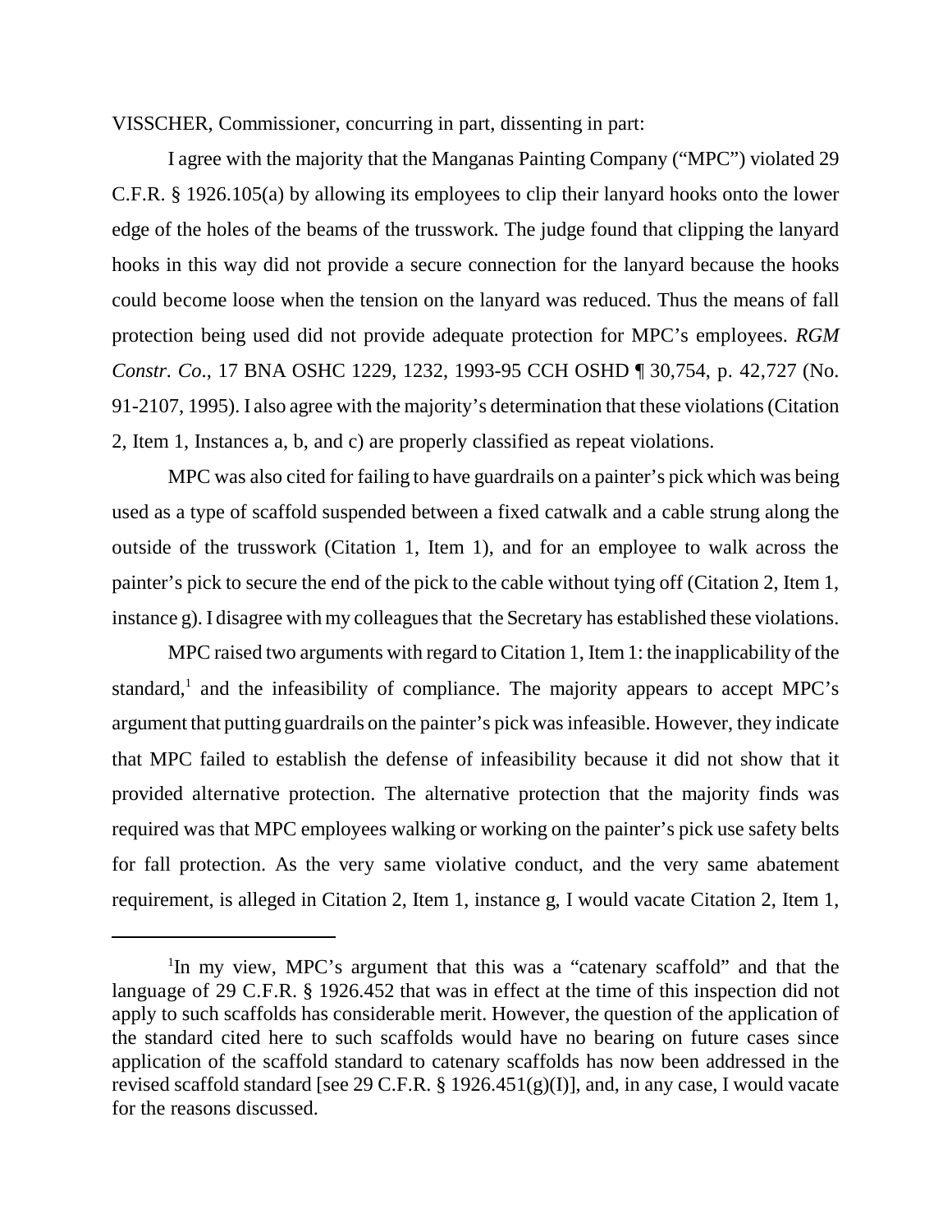VISSCHER, Commissioner, concurring in part, dissenting in part:

I agree with the majority that the Manganas Painting Company ("MPC") violated 29 C.F.R. § 1926.105(a) by allowing its employees to clip their lanyard hooks onto the lower edge of the holes of the beams of the trusswork. The judge found that clipping the lanyard hooks in this way did not provide a secure connection for the lanyard because the hooks could become loose when the tension on the lanyard was reduced. Thus the means of fall protection being used did not provide adequate protection for MPC's employees. *RGM Constr. Co*., 17 BNA OSHC 1229, 1232, 1993-95 CCH OSHD ¶ 30,754, p. 42,727 (No. 91-2107, 1995). I also agree with the majority's determination that these violations (Citation 2, Item 1, Instances a, b, and c) are properly classified as repeat violations.

MPC was also cited for failing to have guardrails on a painter's pick which was being used as a type of scaffold suspended between a fixed catwalk and a cable strung along the outside of the trusswork (Citation 1, Item 1), and for an employee to walk across the painter's pick to secure the end of the pick to the cable without tying off (Citation 2, Item 1, instance g). I disagree with my colleagues that the Secretary has established these violations.

MPC raised two arguments with regard to Citation 1, Item 1: the inapplicability of the standard,[1] and the infeasibility of compliance. The majority appears to accept MPC's argument that putting guardrails on the painter's pick was infeasible. However, they indicate that MPC failed to establish the defense of infeasibility because it did not show that it provided alternative protection. The alternative protection that the majority finds was required was that MPC employees walking or working on the painter's pick use safety belts for fall protection. As the very same violative conduct, and the very same abatement requirement, is alleged in Citation 2, Item 1, instance g, I would vacate Citation 2, Item 1,

---

[1]In my view, MPC's argument that this was a "catenary scaffold" and that the language of 29 C.F.R. § 1926.452 that was in effect at the time of this inspection did not apply to such scaffolds has considerable merit. However, the question of the application of the standard cited here to such scaffolds would have no bearing on future cases since application of the scaffold standard to catenary scaffolds has now been addressed in the revised scaffold standard [see 29 C.F.R. § 1926.451(g)(I)], and, in any case, I would vacate for the reasons discussed.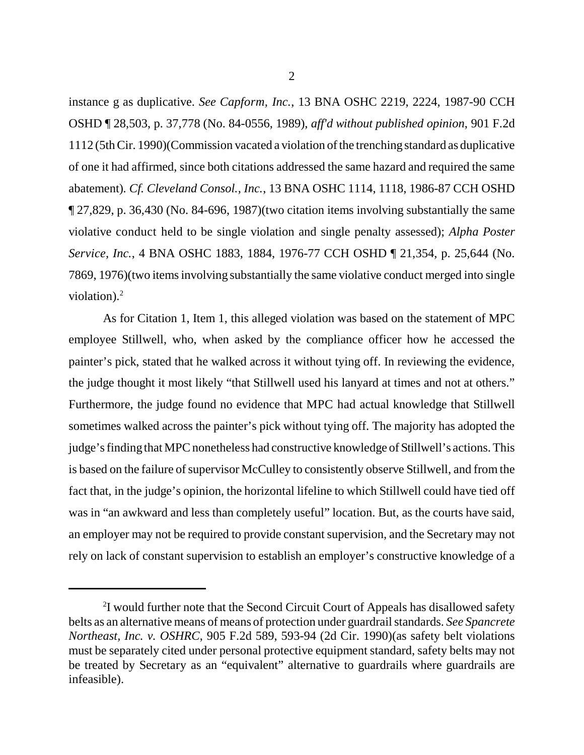instance g as duplicative. *See Capform, Inc.*, 13 BNA OSHC 2219, 2224, 1987-90 CCH OSHD ¶ 28,503, p. 37,778 (No. 84-0556, 1989), *aff'd without published opinion*, 901 F.2d 1112 (5th Cir. 1990)(Commission vacated a violation of the trenching standard as duplicative of one it had affirmed, since both citations addressed the same hazard and required the same abatement). *Cf. Cleveland Consol., Inc.*, 13 BNA OSHC 1114, 1118, 1986-87 CCH OSHD ¶ 27,829, p. 36,430 (No. 84-696, 1987)(two citation items involving substantially the same violative conduct held to be single violation and single penalty assessed); *Alpha Poster Service, Inc.*, 4 BNA OSHC 1883, 1884, 1976-77 CCH OSHD ¶ 21,354, p. 25,644 (No. 7869, 1976)(two items involving substantially the same violative conduct merged into single violation).[2]

As for Citation 1, Item 1, this alleged violation was based on the statement of MPC employee Stillwell, who, when asked by the compliance officer how he accessed the painter's pick, stated that he walked across it without tying off. In reviewing the evidence, the judge thought it most likely "that Stillwell used his lanyard at times and not at others." Furthermore, the judge found no evidence that MPC had actual knowledge that Stillwell sometimes walked across the painter's pick without tying off. The majority has adopted the judge's finding that MPC nonetheless had constructive knowledge of Stillwell's actions. This is based on the failure of supervisor McCulley to consistently observe Stillwell, and from the fact that, in the judge's opinion, the horizontal lifeline to which Stillwell could have tied off was in "an awkward and less than completely useful" location. But, as the courts have said, an employer may not be required to provide constant supervision, and the Secretary may not rely on lack of constant supervision to establish an employer's constructive knowledge of a

---

[2] I would further note that the Second Circuit Court of Appeals has disallowed safety belts as an alternative means of means of protection under guardrail standards. *See Spancrete Northeast, Inc. v. OSHRC*, 905 F.2d 589, 593-94 (2d Cir. 1990)(as safety belt violations must be separately cited under personal protective equipment standard, safety belts may not be treated by Secretary as an "equivalent" alternative to guardrails where guardrails are infeasible).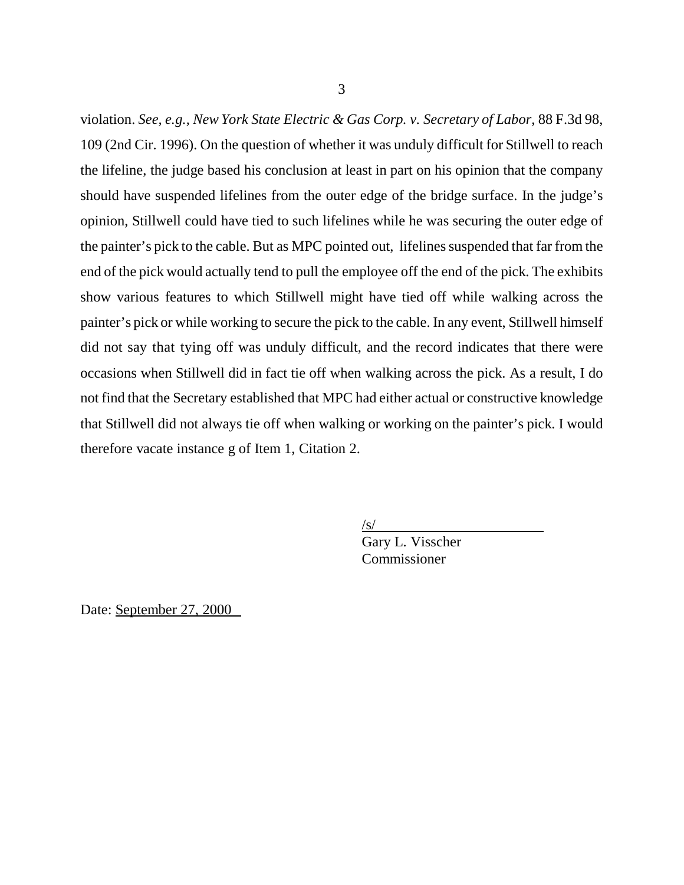violation. *See, e.g., New York State Electric & Gas Corp. v. Secretary of Labor*, 88 F.3d 98, 109 (2nd Cir. 1996). On the question of whether it was unduly difficult for Stillwell to reach the lifeline, the judge based his conclusion at least in part on his opinion that the company should have suspended lifelines from the outer edge of the bridge surface. In the judge's opinion, Stillwell could have tied to such lifelines while he was securing the outer edge of the painter's pick to the cable. But as MPC pointed out, lifelines suspended that far from the end of the pick would actually tend to pull the employee off the end of the pick. The exhibits show various features to which Stillwell might have tied off while walking across the painter's pick or while working to secure the pick to the cable. In any event, Stillwell himself did not say that tying off was unduly difficult, and the record indicates that there were occasions when Stillwell did in fact tie off when walking across the pick. As a result, I do not find that the Secretary established that MPC had either actual or constructive knowledge that Stillwell did not always tie off when walking or working on the painter's pick. I would therefore vacate instance g of Item 1, Citation 2.

/s/
Gary L. Visscher
Commissioner

Date: September 27, 2000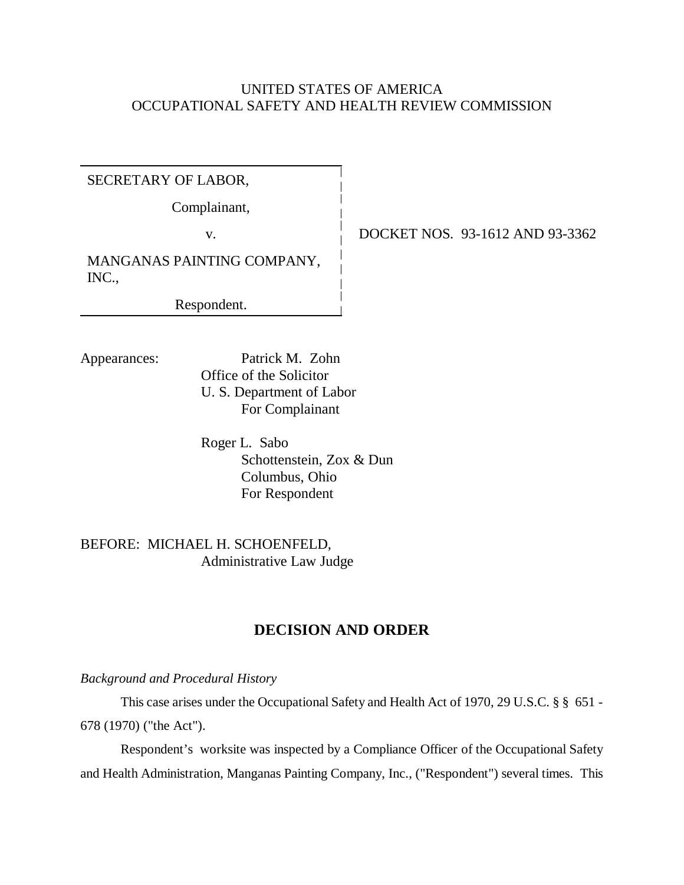UNITED STATES OF AMERICA
OCCUPATIONAL SAFETY AND HEALTH REVIEW COMMISSION

| | |
|---|---|
| SECRETARY OF LABOR,<br><br>Complainant,<br><br>v.<br><br>MANGANAS PAINTING COMPANY, INC.,<br><br>Respondent. | DOCKET NOS. 93-1612 AND 93-3362 |

Appearances:

Patrick M. Zohn
Office of the Solicitor
U. S. Department of Labor
For Complainant

Roger L. Sabo
Schottenstein, Zox & Dun
Columbus, Ohio
For Respondent

BEFORE: MICHAEL H. SCHOENFELD,
Administrative Law Judge

## DECISION AND ORDER

*Background and Procedural History*

This case arises under the Occupational Safety and Health Act of 1970, 29 U.S.C. § § 651 - 678 (1970) ("the Act").

Respondent's worksite was inspected by a Compliance Officer of the Occupational Safety and Health Administration, Manganas Painting Company, Inc., ("Respondent") several times. This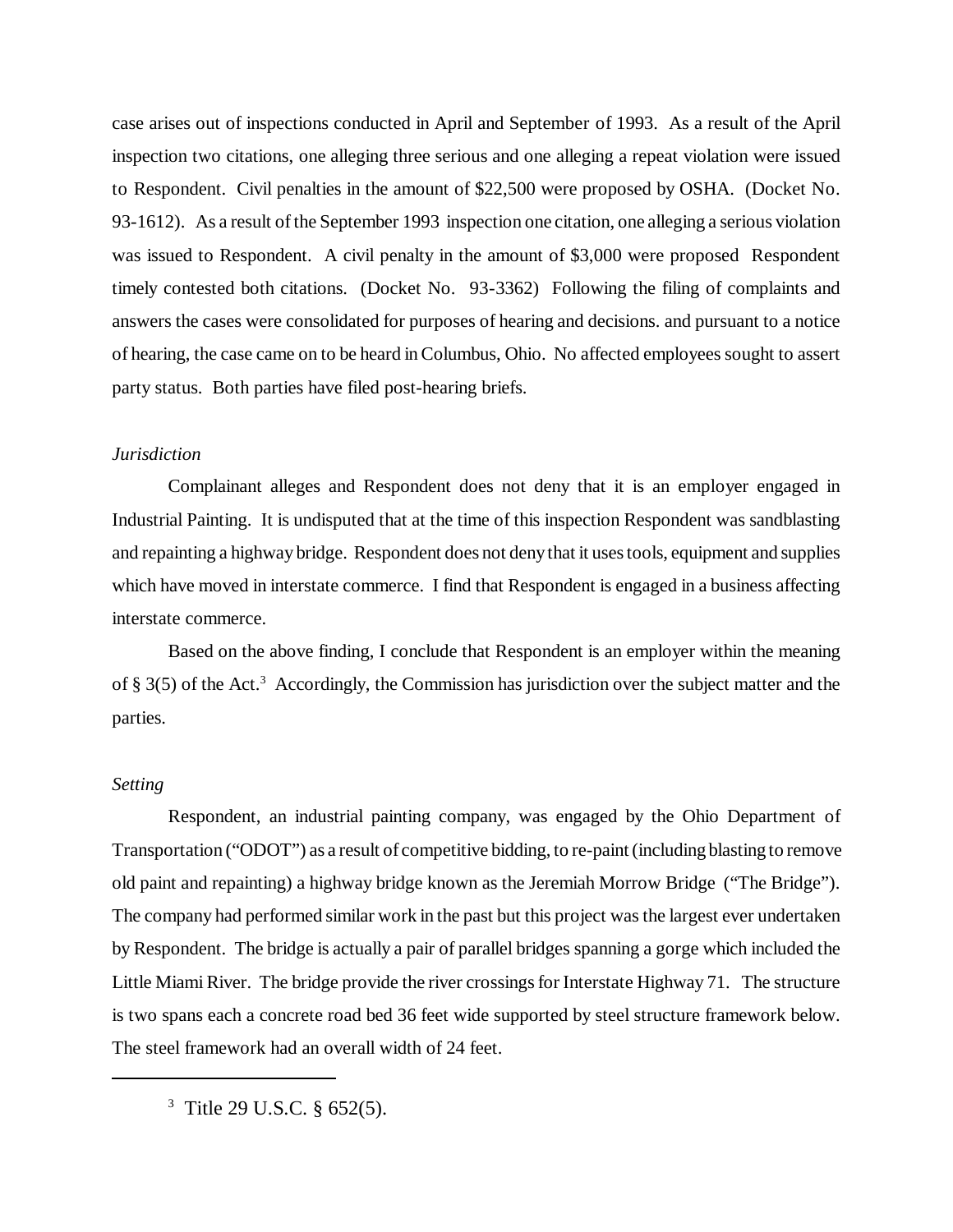case arises out of inspections conducted in April and September of 1993. As a result of the April inspection two citations, one alleging three serious and one alleging a repeat violation were issued to Respondent. Civil penalties in the amount of $22,500 were proposed by OSHA. (Docket No. 93-1612). As a result of the September 1993 inspection one citation, one alleging a serious violation was issued to Respondent. A civil penalty in the amount of $3,000 were proposed Respondent timely contested both citations. (Docket No. 93-3362) Following the filing of complaints and answers the cases were consolidated for purposes of hearing and decisions. and pursuant to a notice of hearing, the case came on to be heard in Columbus, Ohio. No affected employees sought to assert party status. Both parties have filed post-hearing briefs.

*Jurisdiction*

Complainant alleges and Respondent does not deny that it is an employer engaged in Industrial Painting. It is undisputed that at the time of this inspection Respondent was sandblasting and repainting a highway bridge. Respondent does not deny that it uses tools, equipment and supplies which have moved in interstate commerce. I find that Respondent is engaged in a business affecting interstate commerce.

Based on the above finding, I conclude that Respondent is an employer within the meaning of § 3(5) of the Act.[3] Accordingly, the Commission has jurisdiction over the subject matter and the parties.

*Setting*

Respondent, an industrial painting company, was engaged by the Ohio Department of Transportation ("ODOT") as a result of competitive bidding, to re-paint (including blasting to remove old paint and repainting) a highway bridge known as the Jeremiah Morrow Bridge ("The Bridge"). The company had performed similar work in the past but this project was the largest ever undertaken by Respondent. The bridge is actually a pair of parallel bridges spanning a gorge which included the Little Miami River. The bridge provide the river crossings for Interstate Highway 71. The structure is two spans each a concrete road bed 36 feet wide supported by steel structure framework below. The steel framework had an overall width of 24 feet.

---

[3] Title 29 U.S.C. § 652(5).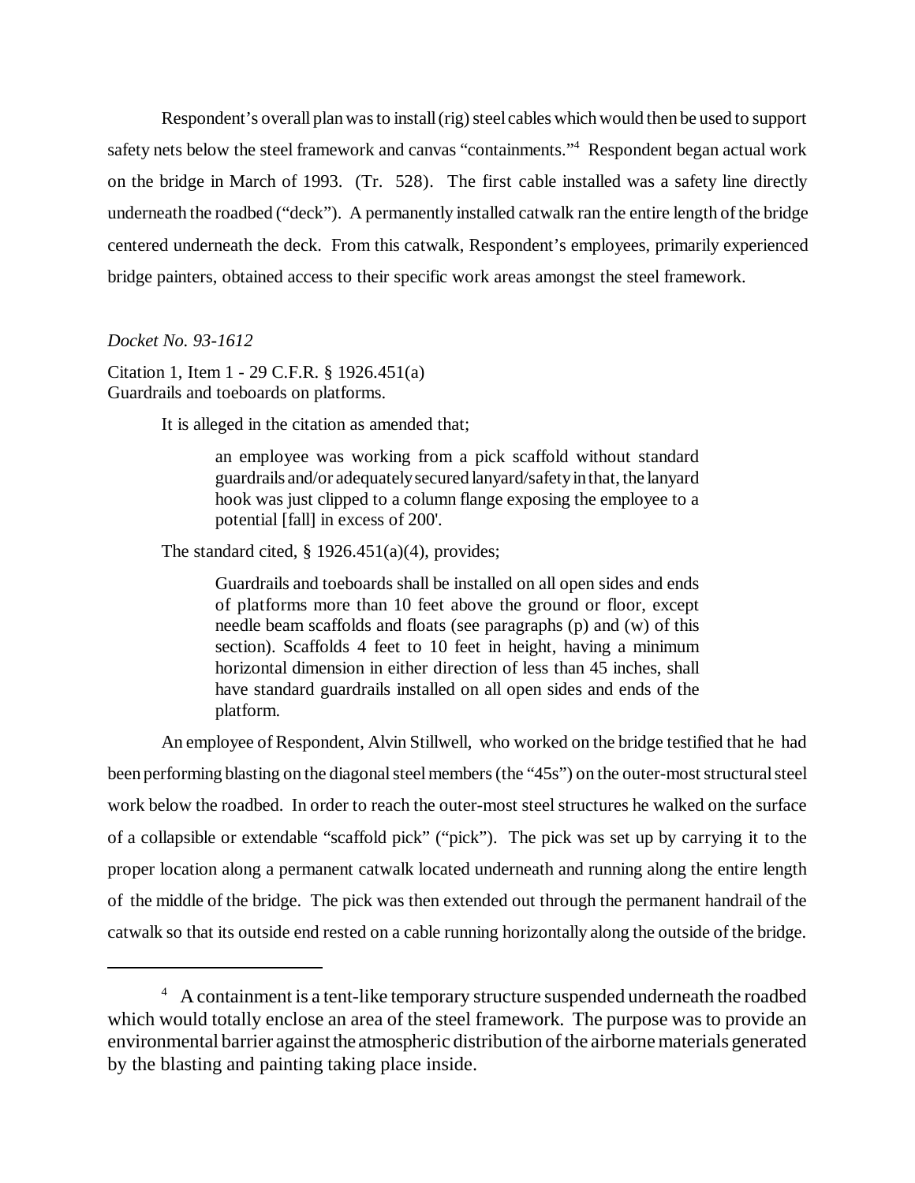Respondent's overall plan was to install (rig) steel cables which would then be used to support safety nets below the steel framework and canvas "containments."[4] Respondent began actual work on the bridge in March of 1993. (Tr. 528). The first cable installed was a safety line directly underneath the roadbed ("deck"). A permanently installed catwalk ran the entire length of the bridge centered underneath the deck. From this catwalk, Respondent's employees, primarily experienced bridge painters, obtained access to their specific work areas amongst the steel framework.

*Docket No. 93-1612*

Citation 1, Item 1 - 29 C.F.R. § 1926.451(a)
Guardrails and toeboards on platforms.

It is alleged in the citation as amended that;

> an employee was working from a pick scaffold without standard guardrails and/or adequately secured lanyard/safety in that, the lanyard hook was just clipped to a column flange exposing the employee to a potential [fall] in excess of 200'.

The standard cited, § 1926.451(a)(4), provides;

> Guardrails and toeboards shall be installed on all open sides and ends of platforms more than 10 feet above the ground or floor, except needle beam scaffolds and floats (see paragraphs (p) and (w) of this section). Scaffolds 4 feet to 10 feet in height, having a minimum horizontal dimension in either direction of less than 45 inches, shall have standard guardrails installed on all open sides and ends of the platform.

An employee of Respondent, Alvin Stillwell, who worked on the bridge testified that he had been performing blasting on the diagonal steel members (the "45s") on the outer-most structural steel work below the roadbed. In order to reach the outer-most steel structures he walked on the surface of a collapsible or extendable "scaffold pick" ("pick"). The pick was set up by carrying it to the proper location along a permanent catwalk located underneath and running along the entire length of the middle of the bridge. The pick was then extended out through the permanent handrail of the catwalk so that its outside end rested on a cable running horizontally along the outside of the bridge.

---

[4] A containment is a tent-like temporary structure suspended underneath the roadbed which would totally enclose an area of the steel framework. The purpose was to provide an environmental barrier against the atmospheric distribution of the airborne materials generated by the blasting and painting taking place inside.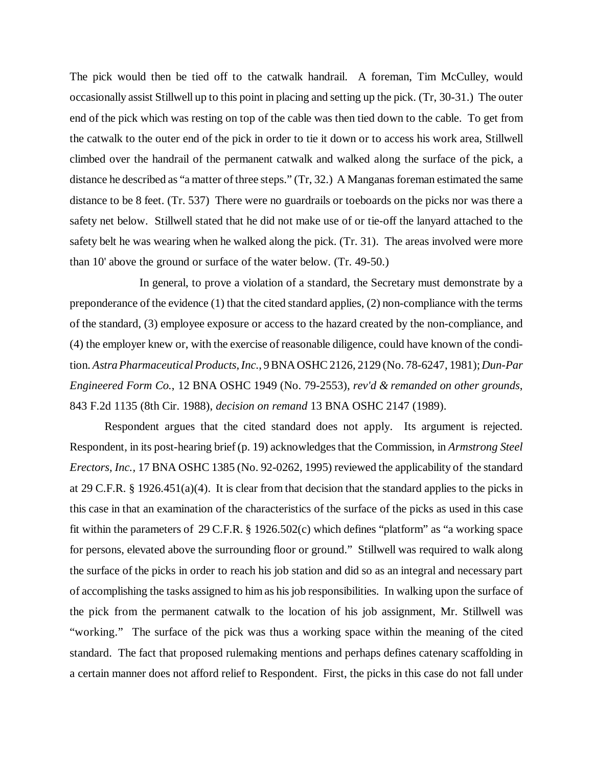The pick would then be tied off to the catwalk handrail. A foreman, Tim McCulley, would occasionally assist Stillwell up to this point in placing and setting up the pick. (Tr, 30-31.) The outer end of the pick which was resting on top of the cable was then tied down to the cable. To get from the catwalk to the outer end of the pick in order to tie it down or to access his work area, Stillwell climbed over the handrail of the permanent catwalk and walked along the surface of the pick, a distance he described as "a matter of three steps." (Tr, 32.) A Manganas foreman estimated the same distance to be 8 feet. (Tr. 537) There were no guardrails or toeboards on the picks nor was there a safety net below. Stillwell stated that he did not make use of or tie-off the lanyard attached to the safety belt he was wearing when he walked along the pick. (Tr. 31). The areas involved were more than 10' above the ground or surface of the water below. (Tr. 49-50.)

In general, to prove a violation of a standard, the Secretary must demonstrate by a preponderance of the evidence (1) that the cited standard applies, (2) non-compliance with the terms of the standard, (3) employee exposure or access to the hazard created by the non-compliance, and (4) the employer knew or, with the exercise of reasonable diligence, could have known of the condition. *Astra Pharmaceutical Products, Inc.*, 9 BNA OSHC 2126, 2129 (No. 78-6247, 1981); *Dun-Par Engineered Form Co.*, 12 BNA OSHC 1949 (No. 79-2553), *rev'd & remanded on other grounds*, 843 F.2d 1135 (8th Cir. 1988), *decision on remand* 13 BNA OSHC 2147 (1989).

Respondent argues that the cited standard does not apply. Its argument is rejected. Respondent, in its post-hearing brief (p. 19) acknowledges that the Commission, in *Armstrong Steel Erectors, Inc.*, 17 BNA OSHC 1385 (No. 92-0262, 1995) reviewed the applicability of the standard at 29 C.F.R. § 1926.451(a)(4). It is clear from that decision that the standard applies to the picks in this case in that an examination of the characteristics of the surface of the picks as used in this case fit within the parameters of 29 C.F.R. § 1926.502(c) which defines "platform" as "a working space for persons, elevated above the surrounding floor or ground." Stillwell was required to walk along the surface of the picks in order to reach his job station and did so as an integral and necessary part of accomplishing the tasks assigned to him as his job responsibilities. In walking upon the surface of the pick from the permanent catwalk to the location of his job assignment, Mr. Stillwell was "working." The surface of the pick was thus a working space within the meaning of the cited standard. The fact that proposed rulemaking mentions and perhaps defines catenary scaffolding in a certain manner does not afford relief to Respondent. First, the picks in this case do not fall under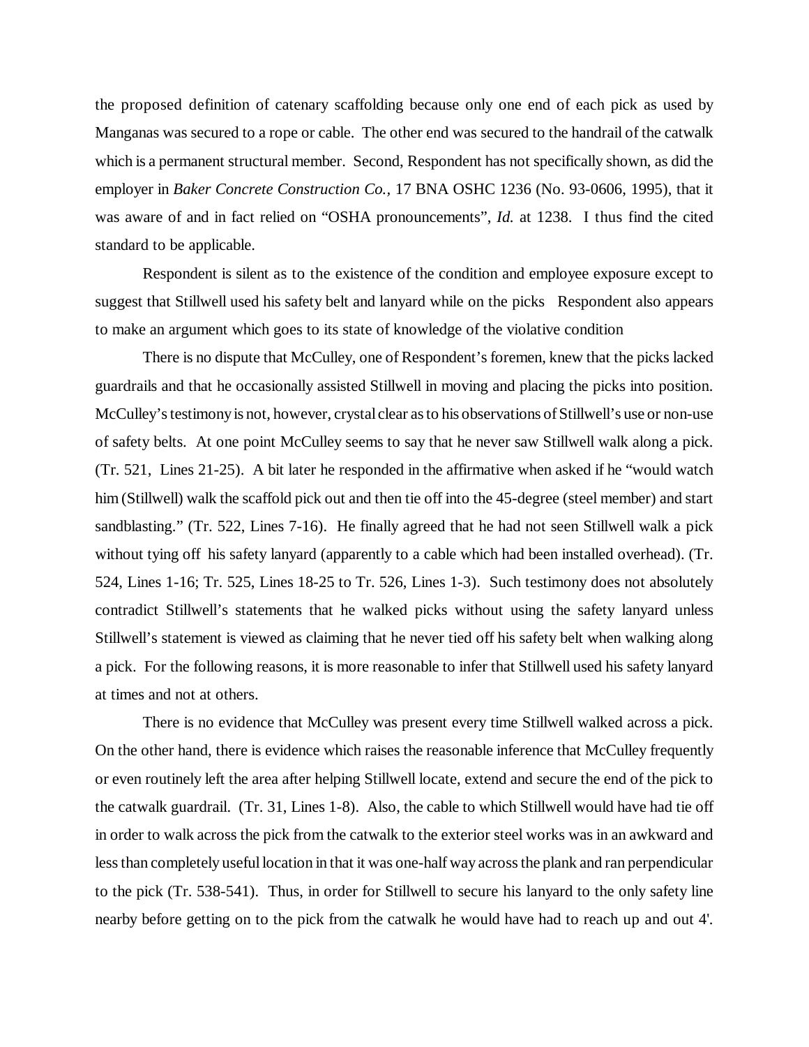the proposed definition of catenary scaffolding because only one end of each pick as used by Manganas was secured to a rope or cable. The other end was secured to the handrail of the catwalk which is a permanent structural member. Second, Respondent has not specifically shown, as did the employer in *Baker Concrete Construction Co.*, 17 BNA OSHC 1236 (No. 93-0606, 1995), that it was aware of and in fact relied on "OSHA pronouncements", *Id.* at 1238. I thus find the cited standard to be applicable.

Respondent is silent as to the existence of the condition and employee exposure except to suggest that Stillwell used his safety belt and lanyard while on the picks Respondent also appears to make an argument which goes to its state of knowledge of the violative condition

There is no dispute that McCulley, one of Respondent's foremen, knew that the picks lacked guardrails and that he occasionally assisted Stillwell in moving and placing the picks into position. McCulley's testimony is not, however, crystal clear as to his observations of Stillwell's use or non-use of safety belts. At one point McCulley seems to say that he never saw Stillwell walk along a pick. (Tr. 521, Lines 21-25). A bit later he responded in the affirmative when asked if he "would watch him (Stillwell) walk the scaffold pick out and then tie off into the 45-degree (steel member) and start sandblasting." (Tr. 522, Lines 7-16). He finally agreed that he had not seen Stillwell walk a pick without tying off his safety lanyard (apparently to a cable which had been installed overhead). (Tr. 524, Lines 1-16; Tr. 525, Lines 18-25 to Tr. 526, Lines 1-3). Such testimony does not absolutely contradict Stillwell's statements that he walked picks without using the safety lanyard unless Stillwell's statement is viewed as claiming that he never tied off his safety belt when walking along a pick. For the following reasons, it is more reasonable to infer that Stillwell used his safety lanyard at times and not at others.

There is no evidence that McCulley was present every time Stillwell walked across a pick. On the other hand, there is evidence which raises the reasonable inference that McCulley frequently or even routinely left the area after helping Stillwell locate, extend and secure the end of the pick to the catwalk guardrail. (Tr. 31, Lines 1-8). Also, the cable to which Stillwell would have had tie off in order to walk across the pick from the catwalk to the exterior steel works was in an awkward and less than completely useful location in that it was one-half way across the plank and ran perpendicular to the pick (Tr. 538-541). Thus, in order for Stillwell to secure his lanyard to the only safety line nearby before getting on to the pick from the catwalk he would have had to reach up and out 4'.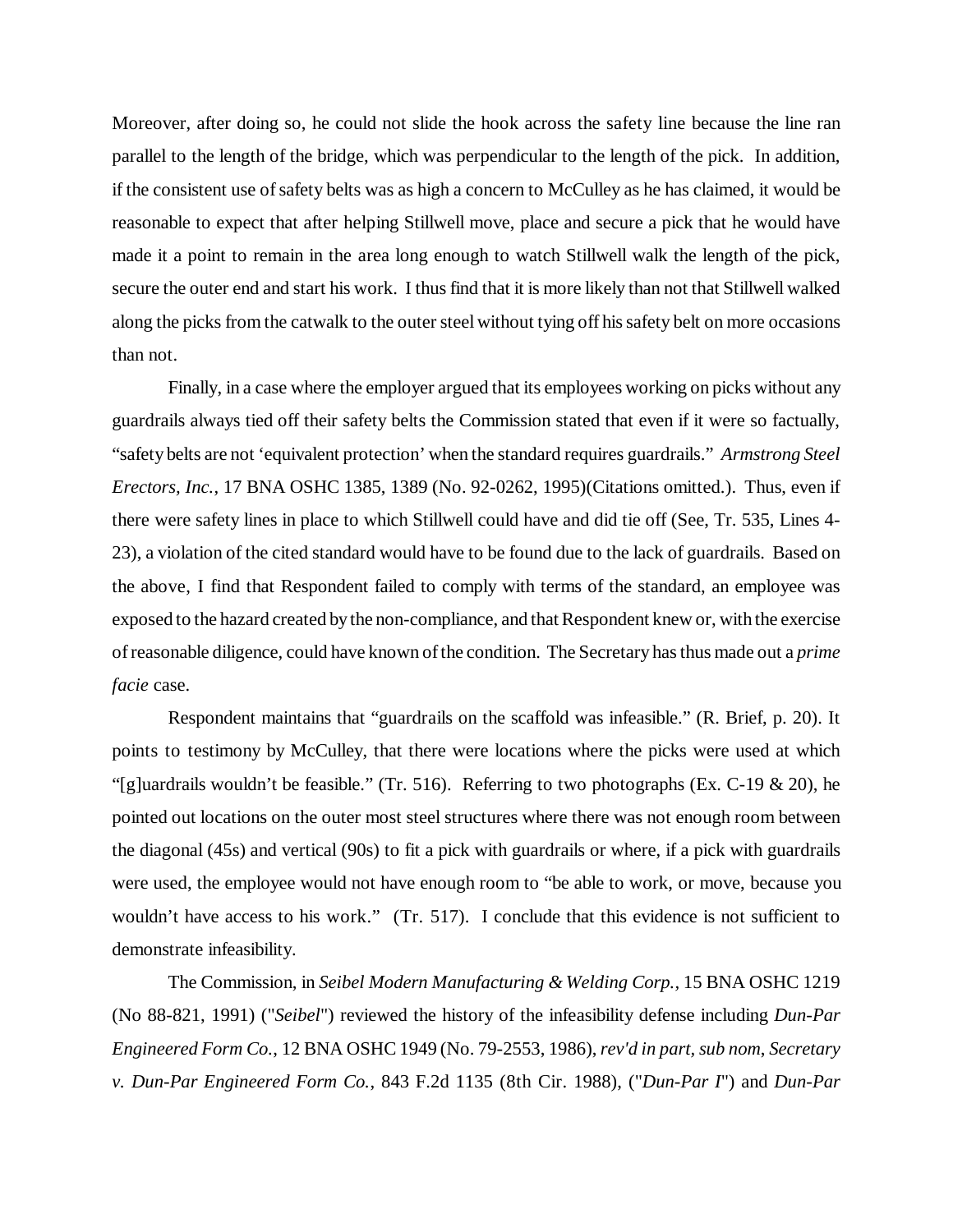Moreover, after doing so, he could not slide the hook across the safety line because the line ran parallel to the length of the bridge, which was perpendicular to the length of the pick. In addition, if the consistent use of safety belts was as high a concern to McCulley as he has claimed, it would be reasonable to expect that after helping Stillwell move, place and secure a pick that he would have made it a point to remain in the area long enough to watch Stillwell walk the length of the pick, secure the outer end and start his work. I thus find that it is more likely than not that Stillwell walked along the picks from the catwalk to the outer steel without tying off his safety belt on more occasions than not.

Finally, in a case where the employer argued that its employees working on picks without any guardrails always tied off their safety belts the Commission stated that even if it were so factually, "safety belts are not 'equivalent protection' when the standard requires guardrails." *Armstrong Steel Erectors, Inc.*, 17 BNA OSHC 1385, 1389 (No. 92-0262, 1995)(Citations omitted.). Thus, even if there were safety lines in place to which Stillwell could have and did tie off (See, Tr. 535, Lines 4-23), a violation of the cited standard would have to be found due to the lack of guardrails. Based on the above, I find that Respondent failed to comply with terms of the standard, an employee was exposed to the hazard created by the non-compliance, and that Respondent knew or, with the exercise of reasonable diligence, could have known of the condition. The Secretary has thus made out a *prime facie* case.

Respondent maintains that "guardrails on the scaffold was infeasible." (R. Brief, p. 20). It points to testimony by McCulley, that there were locations where the picks were used at which "[g]uardrails wouldn't be feasible." (Tr. 516). Referring to two photographs (Ex. C-19 & 20), he pointed out locations on the outer most steel structures where there was not enough room between the diagonal (45s) and vertical (90s) to fit a pick with guardrails or where, if a pick with guardrails were used, the employee would not have enough room to "be able to work, or move, because you wouldn't have access to his work." (Tr. 517). I conclude that this evidence is not sufficient to demonstrate infeasibility.

The Commission, in *Seibel Modern Manufacturing & Welding Corp.*, 15 BNA OSHC 1219 (No 88-821, 1991) ("*Seibel*") reviewed the history of the infeasibility defense including *Dun-Par Engineered Form Co.*, 12 BNA OSHC 1949 (No. 79-2553, 1986), *rev'd in part*, *sub nom*, *Secretary v. Dun-Par Engineered Form Co.*, 843 F.2d 1135 (8th Cir. 1988), ("*Dun-Par I*") and *Dun-Par*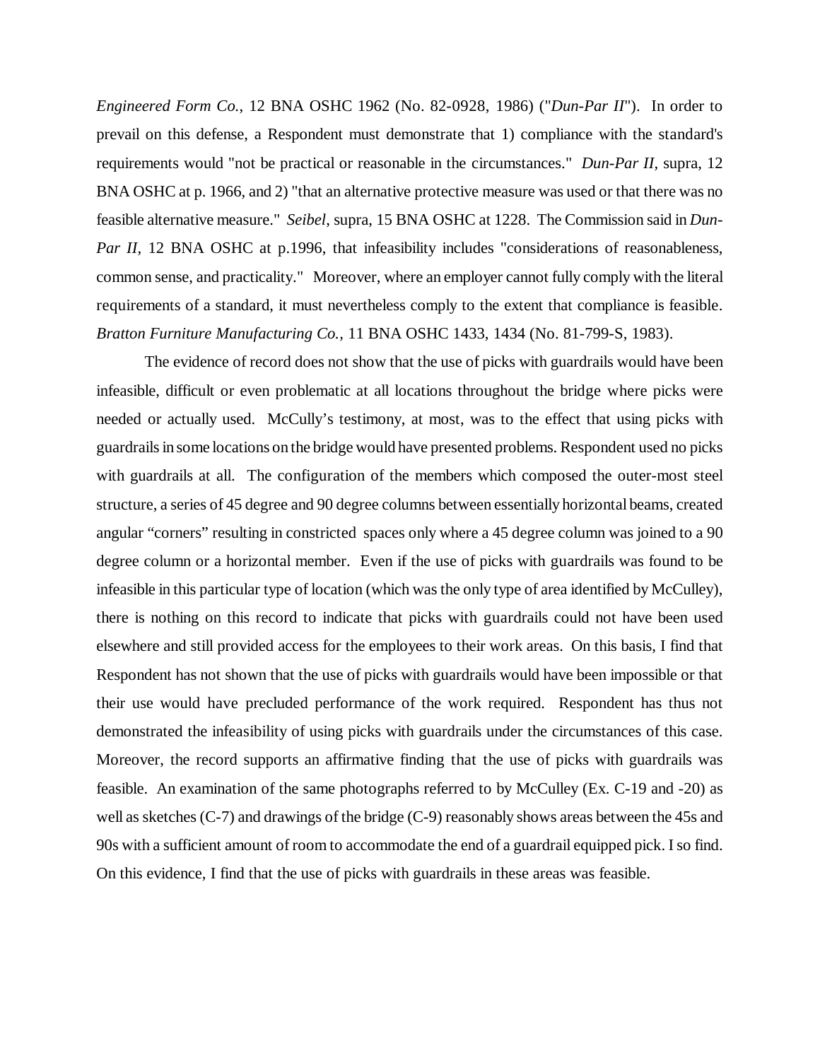*Engineered Form Co.*, 12 BNA OSHC 1962 (No. 82-0928, 1986) ("*Dun-Par II*"). In order to prevail on this defense, a Respondent must demonstrate that 1) compliance with the standard's requirements would "not be practical or reasonable in the circumstances." *Dun-Par II*, supra, 12 BNA OSHC at p. 1966, and 2) "that an alternative protective measure was used or that there was no feasible alternative measure." *Seibel*, supra, 15 BNA OSHC at 1228. The Commission said in *Dun-Par II*, 12 BNA OSHC at p.1996, that infeasibility includes "considerations of reasonableness, common sense, and practicality." Moreover, where an employer cannot fully comply with the literal requirements of a standard, it must nevertheless comply to the extent that compliance is feasible. *Bratton Furniture Manufacturing Co.,* 11 BNA OSHC 1433, 1434 (No. 81-799-S, 1983).

The evidence of record does not show that the use of picks with guardrails would have been infeasible, difficult or even problematic at all locations throughout the bridge where picks were needed or actually used. McCully's testimony, at most, was to the effect that using picks with guardrails in some locations on the bridge would have presented problems. Respondent used no picks with guardrails at all. The configuration of the members which composed the outer-most steel structure, a series of 45 degree and 90 degree columns between essentially horizontal beams, created angular "corners" resulting in constricted spaces only where a 45 degree column was joined to a 90 degree column or a horizontal member. Even if the use of picks with guardrails was found to be infeasible in this particular type of location (which was the only type of area identified by McCulley), there is nothing on this record to indicate that picks with guardrails could not have been used elsewhere and still provided access for the employees to their work areas. On this basis, I find that Respondent has not shown that the use of picks with guardrails would have been impossible or that their use would have precluded performance of the work required. Respondent has thus not demonstrated the infeasibility of using picks with guardrails under the circumstances of this case. Moreover, the record supports an affirmative finding that the use of picks with guardrails was feasible. An examination of the same photographs referred to by McCulley (Ex. C-19 and -20) as well as sketches (C-7) and drawings of the bridge (C-9) reasonably shows areas between the 45s and 90s with a sufficient amount of room to accommodate the end of a guardrail equipped pick. I so find. On this evidence, I find that the use of picks with guardrails in these areas was feasible.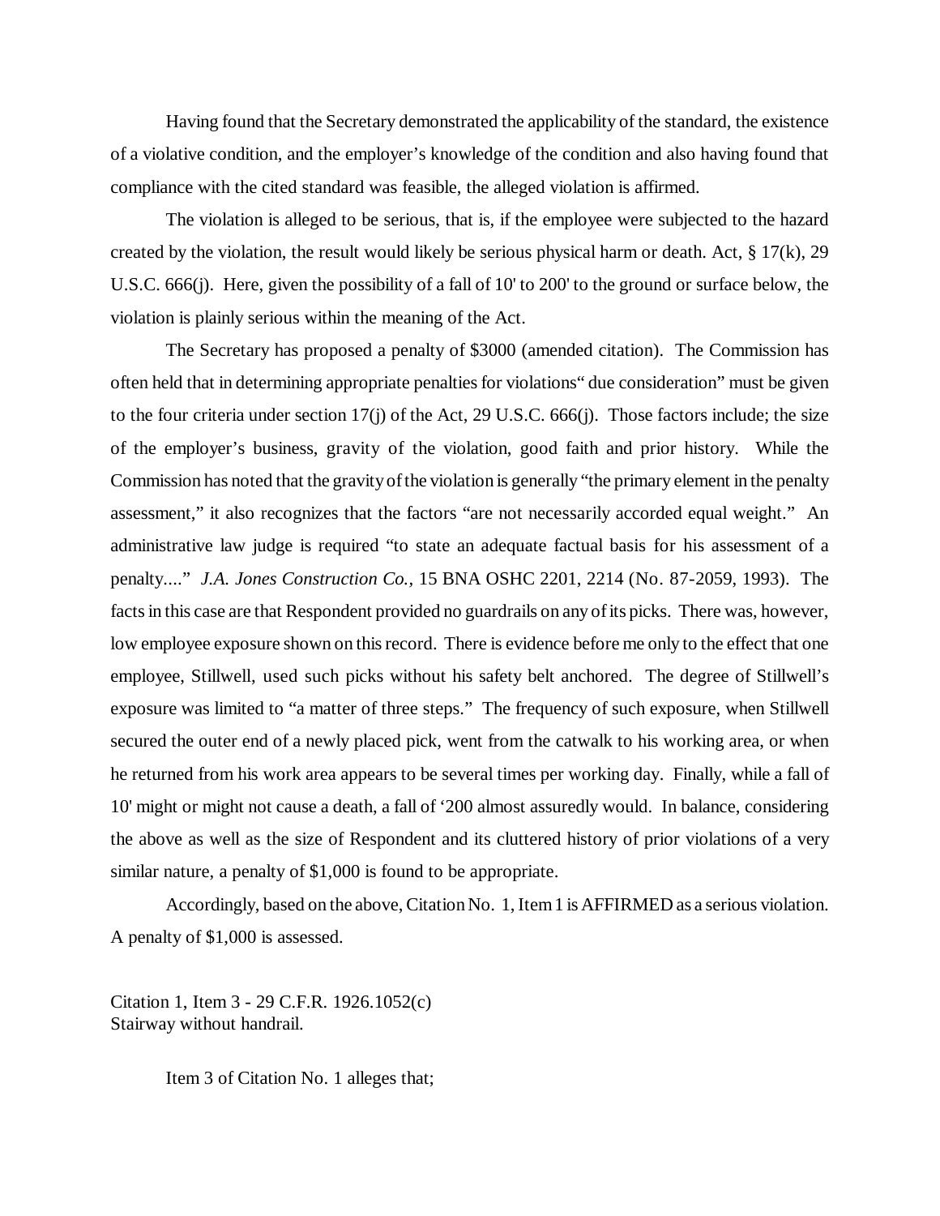Having found that the Secretary demonstrated the applicability of the standard, the existence of a violative condition, and the employer's knowledge of the condition and also having found that compliance with the cited standard was feasible, the alleged violation is affirmed.

The violation is alleged to be serious, that is, if the employee were subjected to the hazard created by the violation, the result would likely be serious physical harm or death. Act, § 17(k), 29 U.S.C. 666(j). Here, given the possibility of a fall of 10' to 200' to the ground or surface below, the violation is plainly serious within the meaning of the Act.

The Secretary has proposed a penalty of $3000 (amended citation). The Commission has often held that in determining appropriate penalties for violations" due consideration" must be given to the four criteria under section 17(j) of the Act, 29 U.S.C. 666(j). Those factors include; the size of the employer's business, gravity of the violation, good faith and prior history. While the Commission has noted that the gravity of the violation is generally "the primary element in the penalty assessment," it also recognizes that the factors "are not necessarily accorded equal weight." An administrative law judge is required "to state an adequate factual basis for his assessment of a penalty...." *J.A. Jones Construction Co.,* 15 BNA OSHC 2201, 2214 (No. 87-2059, 1993). The facts in this case are that Respondent provided no guardrails on any of its picks. There was, however, low employee exposure shown on this record. There is evidence before me only to the effect that one employee, Stillwell, used such picks without his safety belt anchored. The degree of Stillwell's exposure was limited to "a matter of three steps." The frequency of such exposure, when Stillwell secured the outer end of a newly placed pick, went from the catwalk to his working area, or when he returned from his work area appears to be several times per working day. Finally, while a fall of 10' might or might not cause a death, a fall of '200 almost assuredly would. In balance, considering the above as well as the size of Respondent and its cluttered history of prior violations of a very similar nature, a penalty of $1,000 is found to be appropriate.

Accordingly, based on the above, Citation No. 1, Item 1 is AFFIRMED as a serious violation. A penalty of $1,000 is assessed.

Citation 1, Item 3 - 29 C.F.R. 1926.1052(c)
Stairway without handrail.

Item 3 of Citation No. 1 alleges that;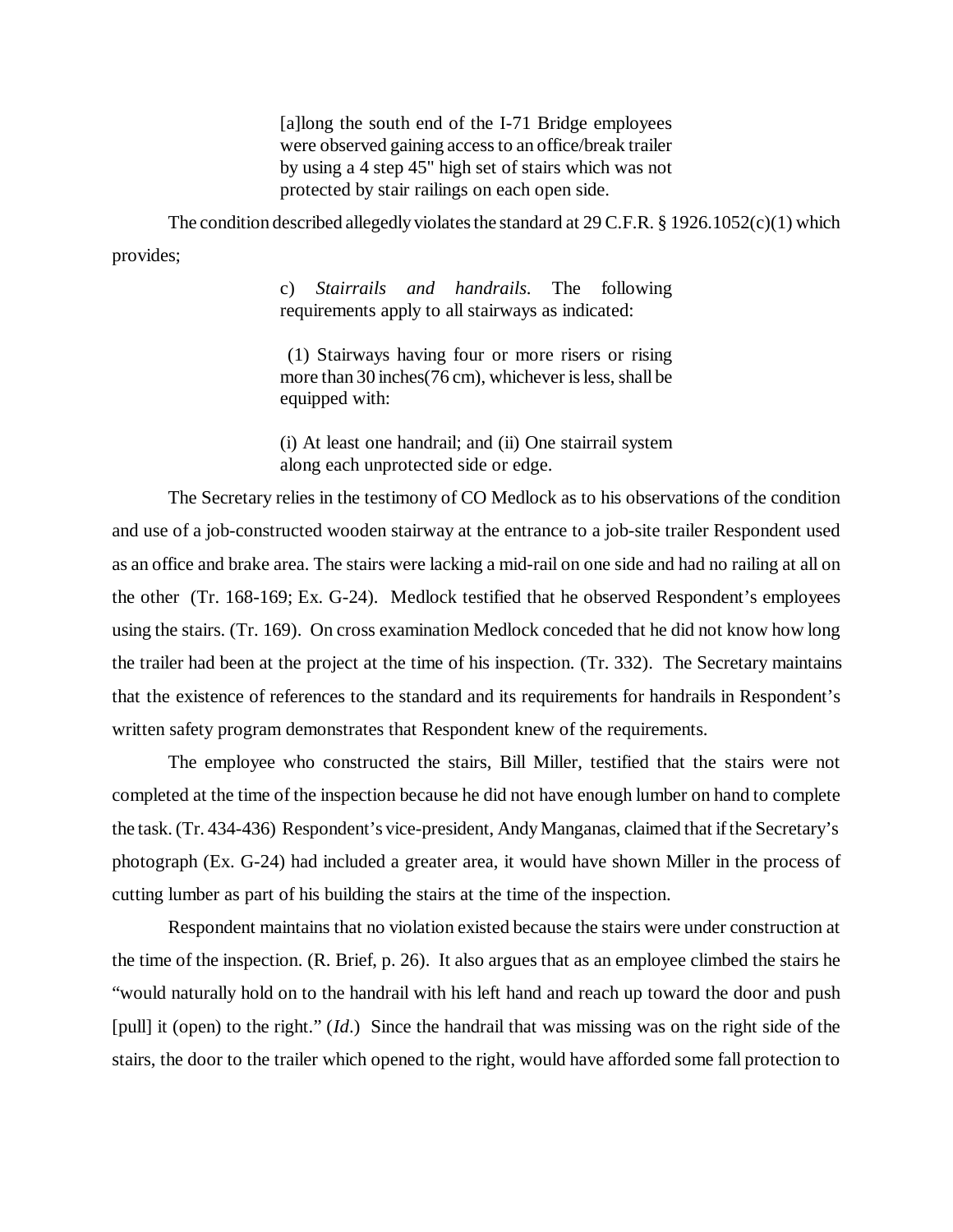> [a]long the south end of the I-71 Bridge employees were observed gaining access to an office/break trailer by using a 4 step 45" high set of stairs which was not protected by stair railings on each open side.

The condition described allegedly violates the standard at 29 C.F.R. § 1926.1052(c)(1) which provides;

> c) *Stairrails and handrails.* The following requirements apply to all stairways as indicated:
>
> (1) Stairways having four or more risers or rising more than 30 inches(76 cm), whichever is less, shall be equipped with:
>
> (i) At least one handrail; and (ii) One stairrail system along each unprotected side or edge.

The Secretary relies in the testimony of CO Medlock as to his observations of the condition and use of a job-constructed wooden stairway at the entrance to a job-site trailer Respondent used as an office and brake area. The stairs were lacking a mid-rail on one side and had no railing at all on the other (Tr. 168-169; Ex. G-24). Medlock testified that he observed Respondent's employees using the stairs. (Tr. 169). On cross examination Medlock conceded that he did not know how long the trailer had been at the project at the time of his inspection. (Tr. 332). The Secretary maintains that the existence of references to the standard and its requirements for handrails in Respondent's written safety program demonstrates that Respondent knew of the requirements.

The employee who constructed the stairs, Bill Miller, testified that the stairs were not completed at the time of the inspection because he did not have enough lumber on hand to complete the task. (Tr. 434-436) Respondent's vice-president, Andy Manganas, claimed that if the Secretary's photograph (Ex. G-24) had included a greater area, it would have shown Miller in the process of cutting lumber as part of his building the stairs at the time of the inspection.

Respondent maintains that no violation existed because the stairs were under construction at the time of the inspection. (R. Brief, p. 26). It also argues that as an employee climbed the stairs he "would naturally hold on to the handrail with his left hand and reach up toward the door and push [pull] it (open) to the right." (*Id*.) Since the handrail that was missing was on the right side of the stairs, the door to the trailer which opened to the right, would have afforded some fall protection to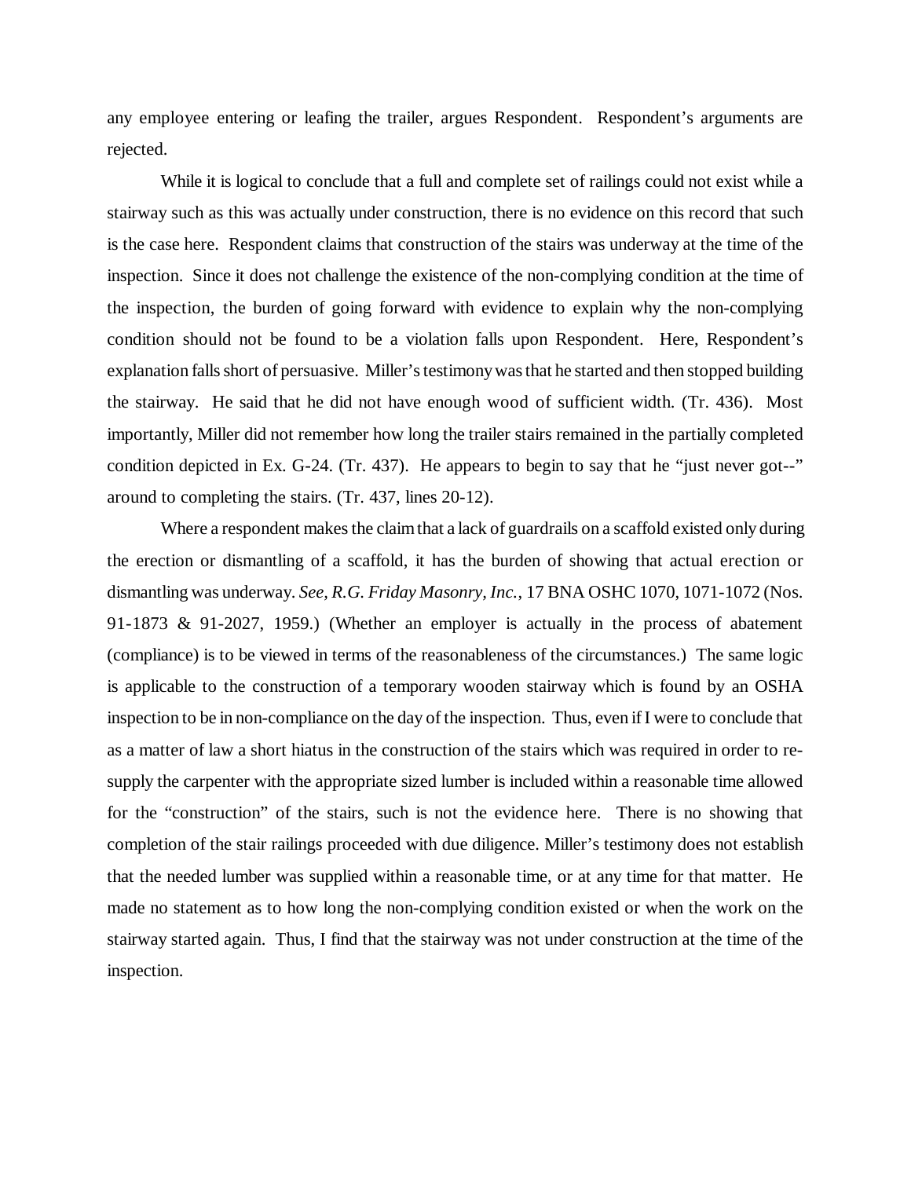any employee entering or leafing the trailer, argues Respondent. Respondent's arguments are rejected.

While it is logical to conclude that a full and complete set of railings could not exist while a stairway such as this was actually under construction, there is no evidence on this record that such is the case here. Respondent claims that construction of the stairs was underway at the time of the inspection. Since it does not challenge the existence of the non-complying condition at the time of the inspection, the burden of going forward with evidence to explain why the non-complying condition should not be found to be a violation falls upon Respondent. Here, Respondent's explanation falls short of persuasive. Miller's testimony was that he started and then stopped building the stairway. He said that he did not have enough wood of sufficient width. (Tr. 436). Most importantly, Miller did not remember how long the trailer stairs remained in the partially completed condition depicted in Ex. G-24. (Tr. 437). He appears to begin to say that he "just never got--" around to completing the stairs. (Tr. 437, lines 20-12).

Where a respondent makes the claim that a lack of guardrails on a scaffold existed only during the erection or dismantling of a scaffold, it has the burden of showing that actual erection or dismantling was underway. *See, R.G. Friday Masonry, Inc.*, 17 BNA OSHC 1070, 1071-1072 (Nos. 91-1873 & 91-2027, 1959.) (Whether an employer is actually in the process of abatement (compliance) is to be viewed in terms of the reasonableness of the circumstances.) The same logic is applicable to the construction of a temporary wooden stairway which is found by an OSHA inspection to be in non-compliance on the day of the inspection. Thus, even if I were to conclude that as a matter of law a short hiatus in the construction of the stairs which was required in order to re-supply the carpenter with the appropriate sized lumber is included within a reasonable time allowed for the "construction" of the stairs, such is not the evidence here. There is no showing that completion of the stair railings proceeded with due diligence. Miller's testimony does not establish that the needed lumber was supplied within a reasonable time, or at any time for that matter. He made no statement as to how long the non-complying condition existed or when the work on the stairway started again. Thus, I find that the stairway was not under construction at the time of the inspection.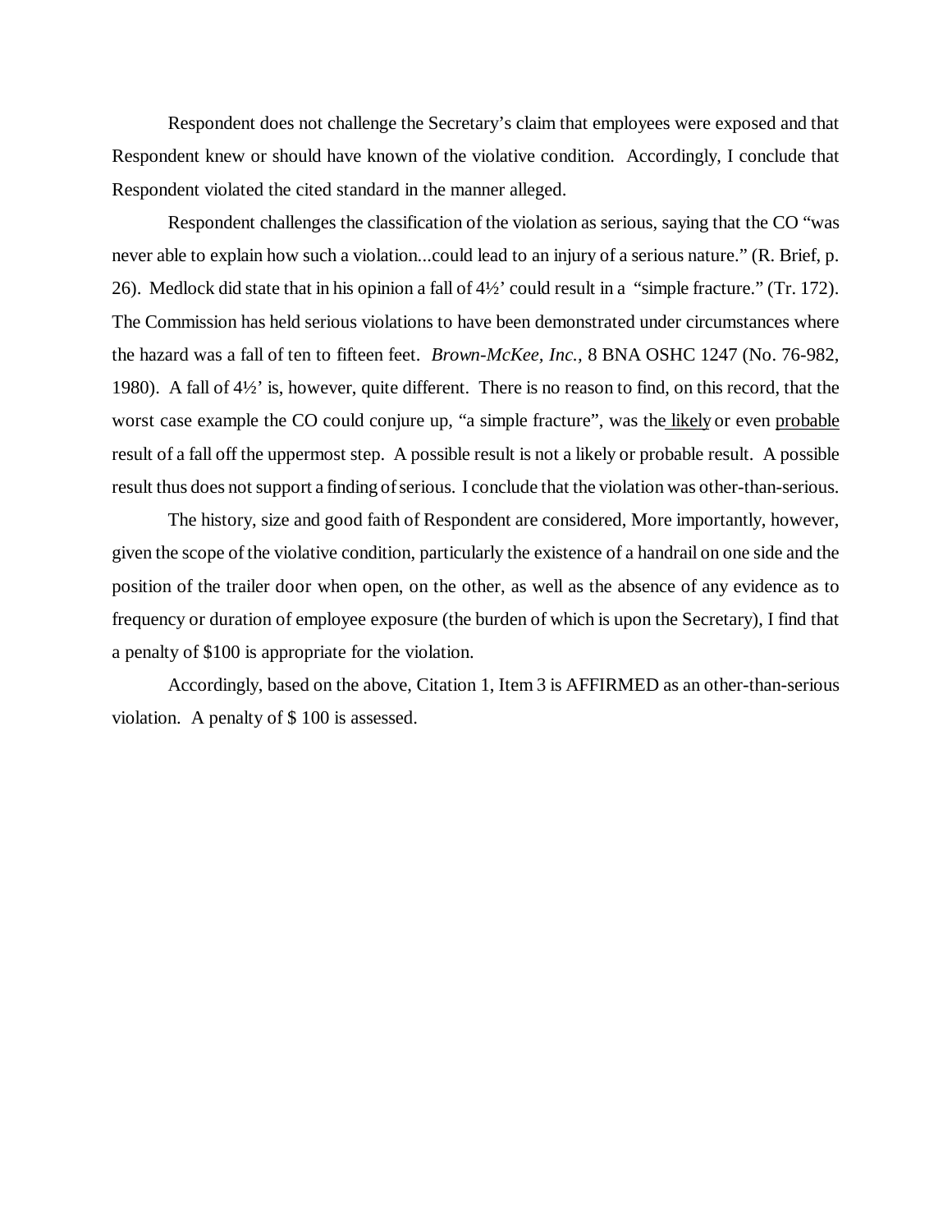Respondent does not challenge the Secretary's claim that employees were exposed and that Respondent knew or should have known of the violative condition. Accordingly, I conclude that Respondent violated the cited standard in the manner alleged.

Respondent challenges the classification of the violation as serious, saying that the CO "was never able to explain how such a violation...could lead to an injury of a serious nature." (R. Brief, p. 26). Medlock did state that in his opinion a fall of 4½' could result in a "simple fracture." (Tr. 172). The Commission has held serious violations to have been demonstrated under circumstances where the hazard was a fall of ten to fifteen feet. *Brown-McKee, Inc.,* 8 BNA OSHC 1247 (No. 76-982, 1980). A fall of 4½' is, however, quite different. There is no reason to find, on this record, that the worst case example the CO could conjure up, "a simple fracture", was the likely or even probable result of a fall off the uppermost step. A possible result is not a likely or probable result. A possible result thus does not support a finding of serious. I conclude that the violation was other-than-serious.

The history, size and good faith of Respondent are considered, More importantly, however, given the scope of the violative condition, particularly the existence of a handrail on one side and the position of the trailer door when open, on the other, as well as the absence of any evidence as to frequency or duration of employee exposure (the burden of which is upon the Secretary), I find that a penalty of $100 is appropriate for the violation.

Accordingly, based on the above, Citation 1, Item 3 is AFFIRMED as an other-than-serious violation. A penalty of $ 100 is assessed.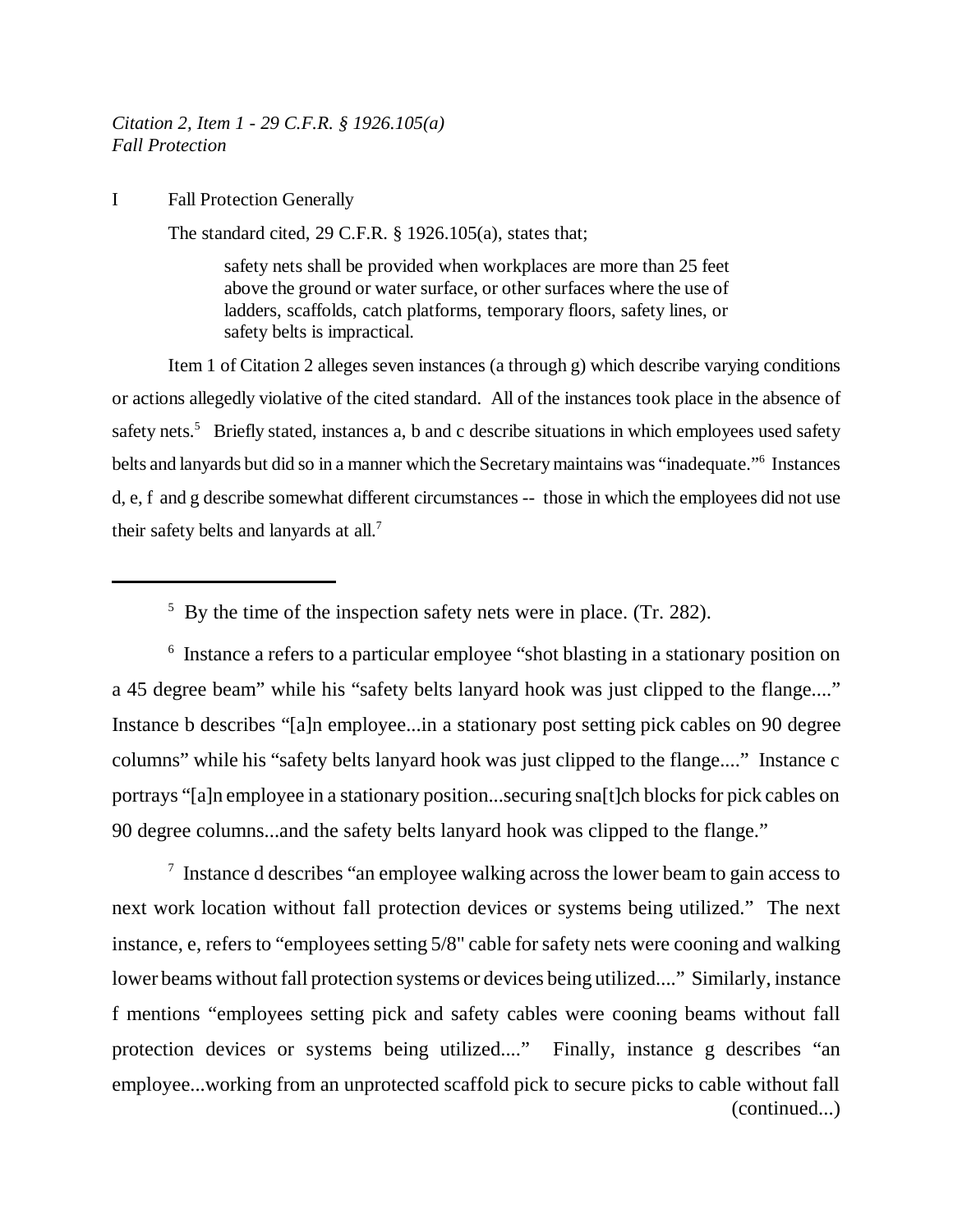*Citation 2, Item 1 - 29 C.F.R. § 1926.105(a)*
*Fall Protection*

I Fall Protection Generally

The standard cited, 29 C.F.R. § 1926.105(a), states that;

> safety nets shall be provided when workplaces are more than 25 feet above the ground or water surface, or other surfaces where the use of ladders, scaffolds, catch platforms, temporary floors, safety lines, or safety belts is impractical.

Item 1 of Citation 2 alleges seven instances (a through g) which describe varying conditions or actions allegedly violative of the cited standard. All of the instances took place in the absence of safety nets.[5] Briefly stated, instances a, b and c describe situations in which employees used safety belts and lanyards but did so in a manner which the Secretary maintains was "inadequate."[6] Instances d, e, f and g describe somewhat different circumstances -- those in which the employees did not use their safety belts and lanyards at all.[7]

---

[5] By the time of the inspection safety nets were in place. (Tr. 282).

[6] Instance a refers to a particular employee "shot blasting in a stationary position on a 45 degree beam" while his "safety belts lanyard hook was just clipped to the flange...." Instance b describes "[a]n employee...in a stationary post setting pick cables on 90 degree columns" while his "safety belts lanyard hook was just clipped to the flange...." Instance c portrays "[a]n employee in a stationary position...securing sna[t]ch blocks for pick cables on 90 degree columns...and the safety belts lanyard hook was clipped to the flange."

[7] Instance d describes "an employee walking across the lower beam to gain access to next work location without fall protection devices or systems being utilized." The next instance, e, refers to "employees setting 5/8" cable for safety nets were cooning and walking lower beams without fall protection systems or devices being utilized...." Similarly, instance f mentions "employees setting pick and safety cables were cooning beams without fall protection devices or systems being utilized...." Finally, instance g describes "an employee...working from an unprotected scaffold pick to secure picks to cable without fall (continued...)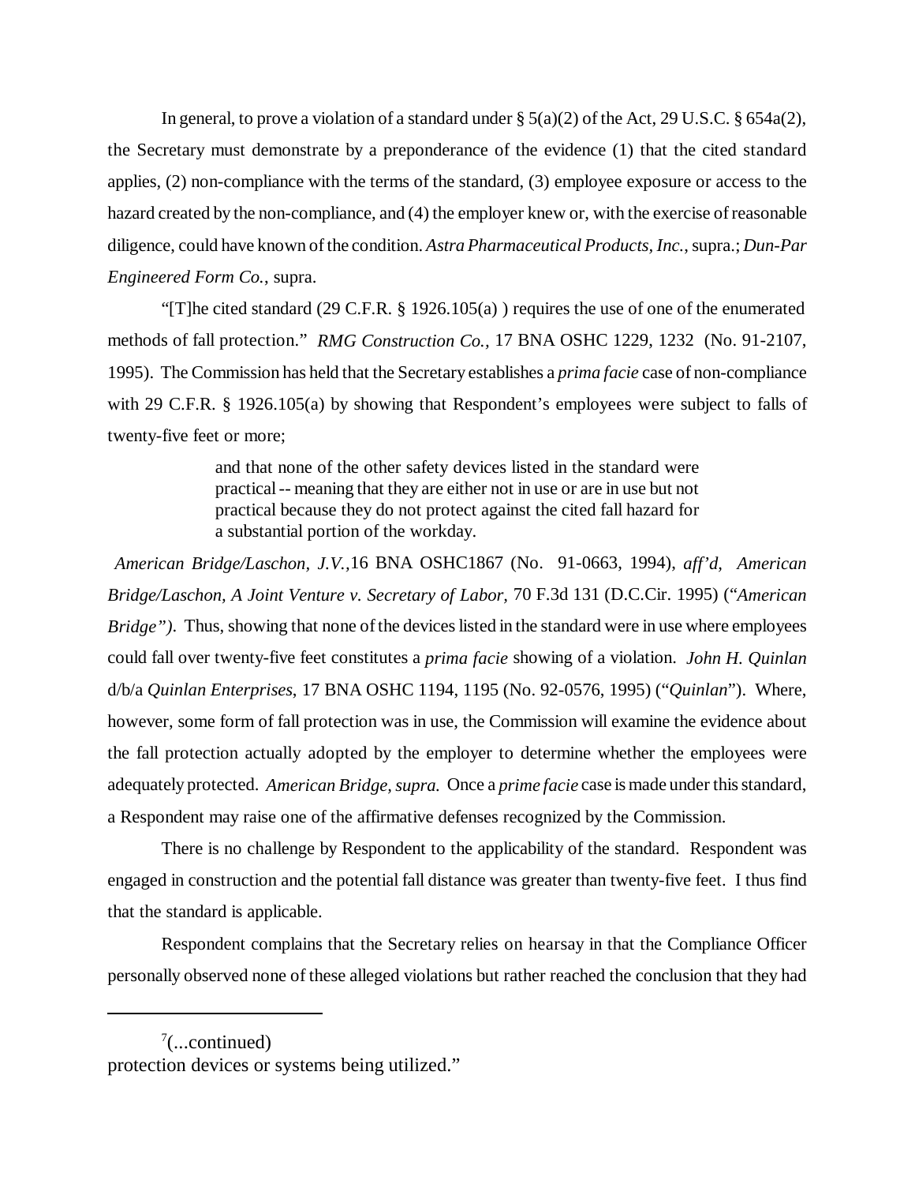In general, to prove a violation of a standard under § 5(a)(2) of the Act, 29 U.S.C. § 654a(2), the Secretary must demonstrate by a preponderance of the evidence (1) that the cited standard applies, (2) non-compliance with the terms of the standard, (3) employee exposure or access to the hazard created by the non-compliance, and (4) the employer knew or, with the exercise of reasonable diligence, could have known of the condition. *Astra Pharmaceutical Products, Inc.*, supra.; *Dun-Par Engineered Form Co.*, supra.

"[T]he cited standard (29 C.F.R. § 1926.105(a) ) requires the use of one of the enumerated methods of fall protection." *RMG Construction Co.,* 17 BNA OSHC 1229, 1232 (No. 91-2107, 1995). The Commission has held that the Secretary establishes a *prima facie* case of non-compliance with 29 C.F.R. § 1926.105(a) by showing that Respondent's employees were subject to falls of twenty-five feet or more;

> and that none of the other safety devices listed in the standard were practical -- meaning that they are either not in use or are in use but not practical because they do not protect against the cited fall hazard for a substantial portion of the workday.

*American Bridge/Laschon, J.V.*,16 BNA OSHC1867 (No. 91-0663, 1994), *aff'd, American Bridge/Laschon, A Joint Venture v. Secretary of Labor,* 70 F.3d 131 (D.C.Cir. 1995) ("*American Bridge")*. Thus, showing that none of the devices listed in the standard were in use where employees could fall over twenty-five feet constitutes a *prima facie* showing of a violation. *John H. Quinlan* d/b/a *Quinlan Enterprises*, 17 BNA OSHC 1194, 1195 (No. 92-0576, 1995) ("*Quinlan*"). Where, however, some form of fall protection was in use, the Commission will examine the evidence about the fall protection actually adopted by the employer to determine whether the employees were adequately protected. *American Bridge, supra.* Once a *prime facie* case is made under this standard, a Respondent may raise one of the affirmative defenses recognized by the Commission.

There is no challenge by Respondent to the applicability of the standard. Respondent was engaged in construction and the potential fall distance was greater than twenty-five feet. I thus find that the standard is applicable.

Respondent complains that the Secretary relies on hearsay in that the Compliance Officer personally observed none of these alleged violations but rather reached the conclusion that they had

---

[7](...continued)
protection devices or systems being utilized."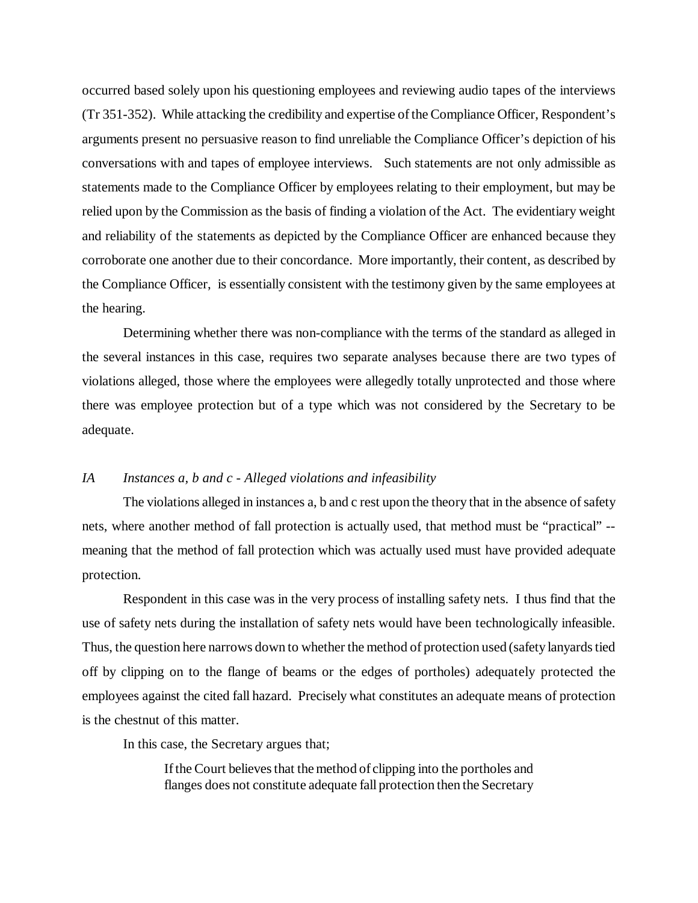occurred based solely upon his questioning employees and reviewing audio tapes of the interviews (Tr 351-352). While attacking the credibility and expertise of the Compliance Officer, Respondent's arguments present no persuasive reason to find unreliable the Compliance Officer's depiction of his conversations with and tapes of employee interviews. Such statements are not only admissible as statements made to the Compliance Officer by employees relating to their employment, but may be relied upon by the Commission as the basis of finding a violation of the Act. The evidentiary weight and reliability of the statements as depicted by the Compliance Officer are enhanced because they corroborate one another due to their concordance. More importantly, their content, as described by the Compliance Officer, is essentially consistent with the testimony given by the same employees at the hearing.

Determining whether there was non-compliance with the terms of the standard as alleged in the several instances in this case, requires two separate analyses because there are two types of violations alleged, those where the employees were allegedly totally unprotected and those where there was employee protection but of a type which was not considered by the Secretary to be adequate.

*IA Instances a, b and c - Alleged violations and infeasibility*

The violations alleged in instances a, b and c rest upon the theory that in the absence of safety nets, where another method of fall protection is actually used, that method must be "practical" -- meaning that the method of fall protection which was actually used must have provided adequate protection.

Respondent in this case was in the very process of installing safety nets. I thus find that the use of safety nets during the installation of safety nets would have been technologically infeasible. Thus, the question here narrows down to whether the method of protection used (safety lanyards tied off by clipping on to the flange of beams or the edges of portholes) adequately protected the employees against the cited fall hazard. Precisely what constitutes an adequate means of protection is the chestnut of this matter.

In this case, the Secretary argues that;

> If the Court believes that the method of clipping into the portholes and flanges does not constitute adequate fall protection then the Secretary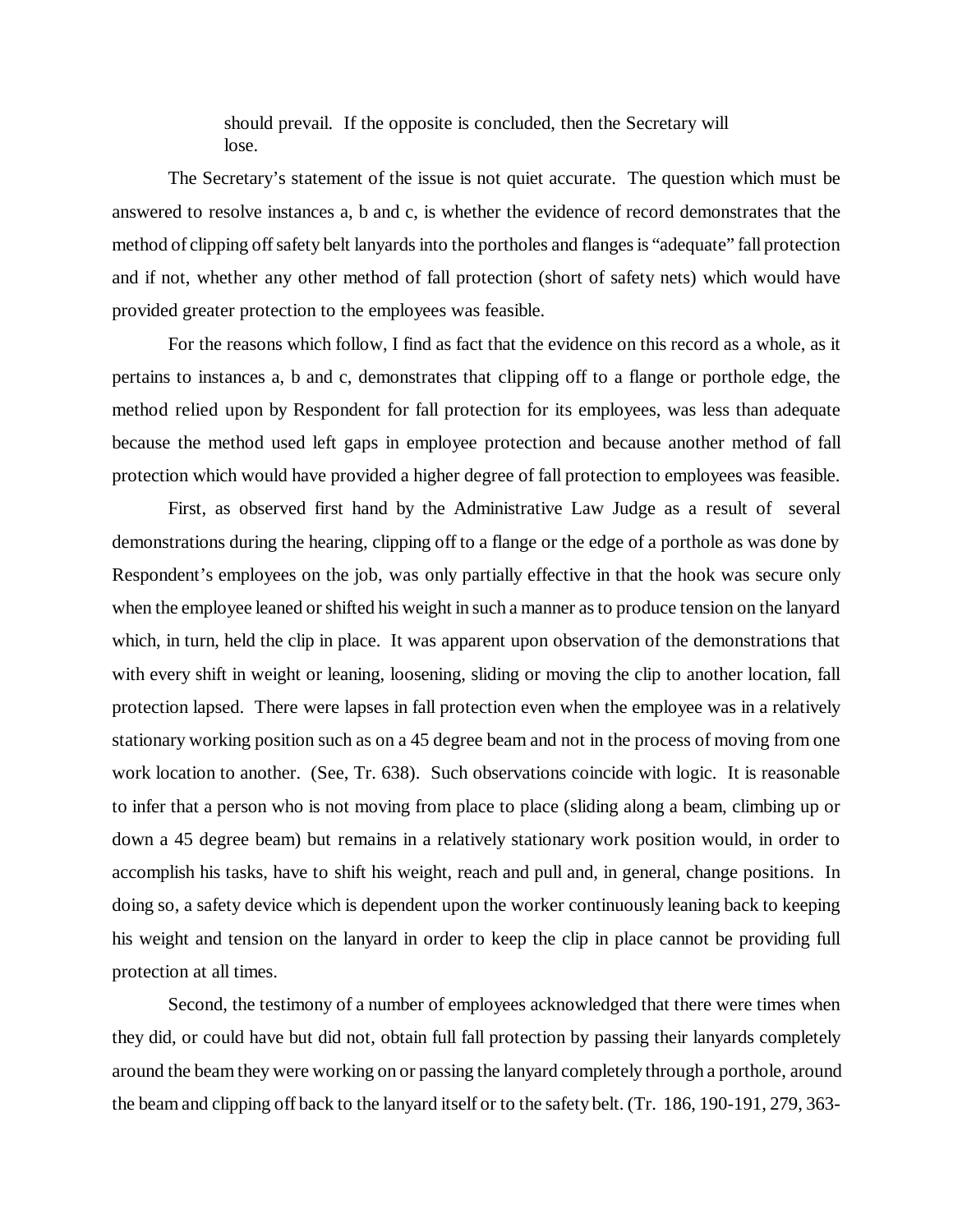should prevail. If the opposite is concluded, then the Secretary will lose.

The Secretary's statement of the issue is not quiet accurate. The question which must be answered to resolve instances a, b and c, is whether the evidence of record demonstrates that the method of clipping off safety belt lanyards into the portholes and flanges is "adequate" fall protection and if not, whether any other method of fall protection (short of safety nets) which would have provided greater protection to the employees was feasible.

For the reasons which follow, I find as fact that the evidence on this record as a whole, as it pertains to instances a, b and c, demonstrates that clipping off to a flange or porthole edge, the method relied upon by Respondent for fall protection for its employees, was less than adequate because the method used left gaps in employee protection and because another method of fall protection which would have provided a higher degree of fall protection to employees was feasible.

First, as observed first hand by the Administrative Law Judge as a result of several demonstrations during the hearing, clipping off to a flange or the edge of a porthole as was done by Respondent's employees on the job, was only partially effective in that the hook was secure only when the employee leaned or shifted his weight in such a manner as to produce tension on the lanyard which, in turn, held the clip in place. It was apparent upon observation of the demonstrations that with every shift in weight or leaning, loosening, sliding or moving the clip to another location, fall protection lapsed. There were lapses in fall protection even when the employee was in a relatively stationary working position such as on a 45 degree beam and not in the process of moving from one work location to another. (See, Tr. 638). Such observations coincide with logic. It is reasonable to infer that a person who is not moving from place to place (sliding along a beam, climbing up or down a 45 degree beam) but remains in a relatively stationary work position would, in order to accomplish his tasks, have to shift his weight, reach and pull and, in general, change positions. In doing so, a safety device which is dependent upon the worker continuously leaning back to keeping his weight and tension on the lanyard in order to keep the clip in place cannot be providing full protection at all times.

Second, the testimony of a number of employees acknowledged that there were times when they did, or could have but did not, obtain full fall protection by passing their lanyards completely around the beam they were working on or passing the lanyard completely through a porthole, around the beam and clipping off back to the lanyard itself or to the safety belt. (Tr. 186, 190-191, 279, 363-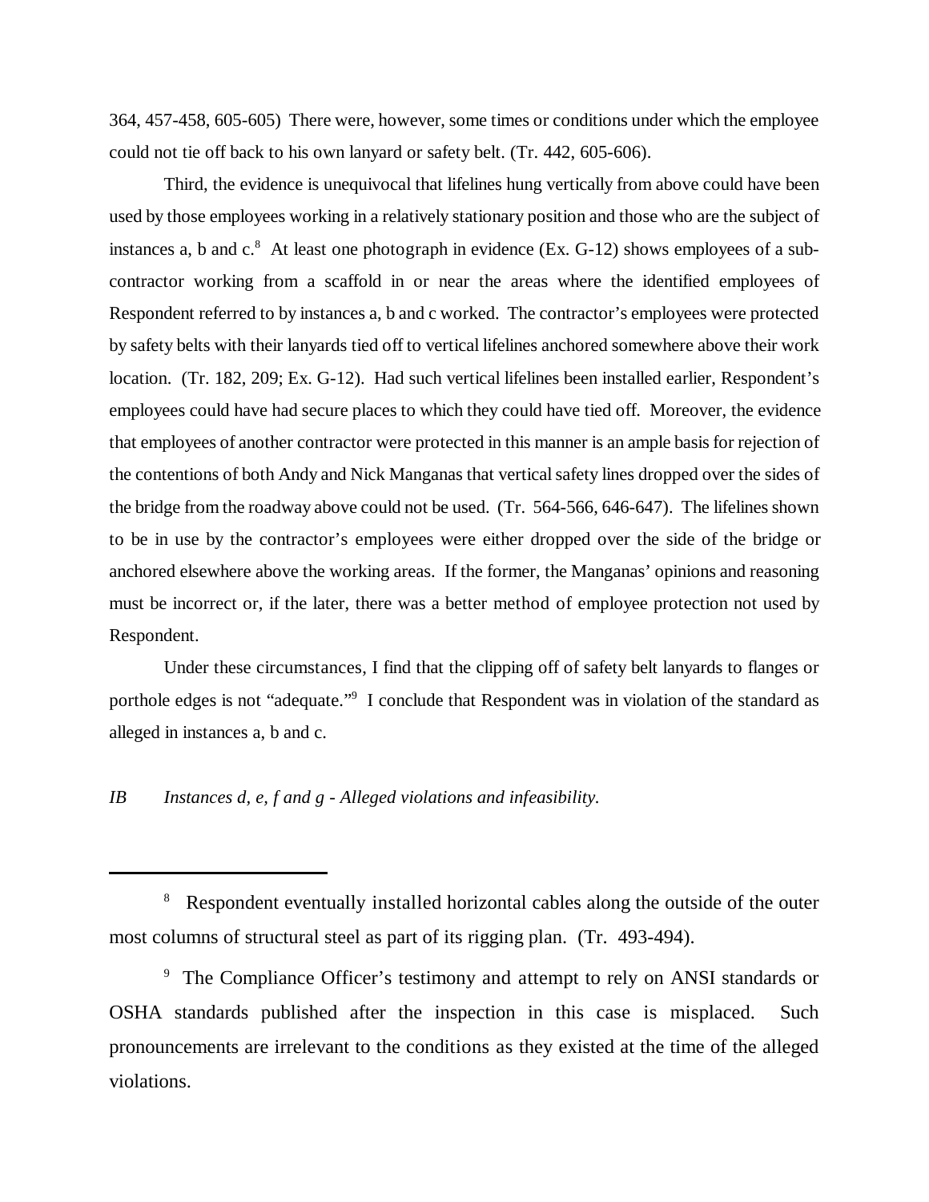364, 457-458, 605-605) There were, however, some times or conditions under which the employee could not tie off back to his own lanyard or safety belt. (Tr. 442, 605-606).

Third, the evidence is unequivocal that lifelines hung vertically from above could have been used by those employees working in a relatively stationary position and those who are the subject of instances a, b and c.[8] At least one photograph in evidence (Ex. G-12) shows employees of a sub-contractor working from a scaffold in or near the areas where the identified employees of Respondent referred to by instances a, b and c worked. The contractor's employees were protected by safety belts with their lanyards tied off to vertical lifelines anchored somewhere above their work location. (Tr. 182, 209; Ex. G-12). Had such vertical lifelines been installed earlier, Respondent's employees could have had secure places to which they could have tied off. Moreover, the evidence that employees of another contractor were protected in this manner is an ample basis for rejection of the contentions of both Andy and Nick Manganas that vertical safety lines dropped over the sides of the bridge from the roadway above could not be used. (Tr. 564-566, 646-647). The lifelines shown to be in use by the contractor's employees were either dropped over the side of the bridge or anchored elsewhere above the working areas. If the former, the Manganas' opinions and reasoning must be incorrect or, if the later, there was a better method of employee protection not used by Respondent.

Under these circumstances, I find that the clipping off of safety belt lanyards to flanges or porthole edges is not "adequate."[9] I conclude that Respondent was in violation of the standard as alleged in instances a, b and c.

*IB Instances d, e, f and g - Alleged violations and infeasibility.*

---

[8] Respondent eventually installed horizontal cables along the outside of the outer most columns of structural steel as part of its rigging plan. (Tr. 493-494).

[9] The Compliance Officer's testimony and attempt to rely on ANSI standards or OSHA standards published after the inspection in this case is misplaced. Such pronouncements are irrelevant to the conditions as they existed at the time of the alleged violations.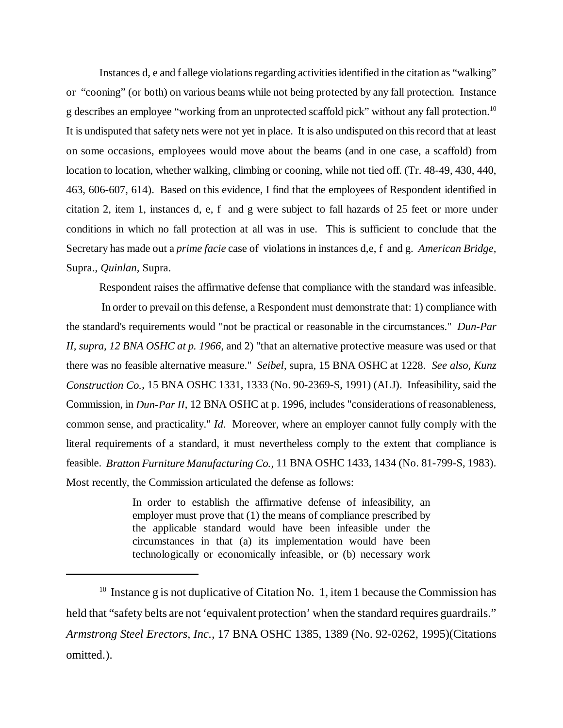Instances d, e and f allege violations regarding activities identified in the citation as "walking" or "cooning" (or both) on various beams while not being protected by any fall protection. Instance g describes an employee "working from an unprotected scaffold pick" without any fall protection.[10] It is undisputed that safety nets were not yet in place. It is also undisputed on this record that at least on some occasions, employees would move about the beams (and in one case, a scaffold) from location to location, whether walking, climbing or cooning, while not tied off. (Tr. 48-49, 430, 440, 463, 606-607, 614). Based on this evidence, I find that the employees of Respondent identified in citation 2, item 1, instances d, e, f and g were subject to fall hazards of 25 feet or more under conditions in which no fall protection at all was in use. This is sufficient to conclude that the Secretary has made out a *prime facie* case of violations in instances d,e, f and g. *American Bridge*, Supra., *Quinlan*, Supra.

Respondent raises the affirmative defense that compliance with the standard was infeasible. In order to prevail on this defense, a Respondent must demonstrate that: 1) compliance with the standard's requirements would "not be practical or reasonable in the circumstances." *Dun-Par II, supra, 12 BNA OSHC at p. 1966*, and 2) "that an alternative protective measure was used or that there was no feasible alternative measure." *Seibel*, supra, 15 BNA OSHC at 1228. *See also, Kunz Construction Co.*, 15 BNA OSHC 1331, 1333 (No. 90-2369-S, 1991) (ALJ). Infeasibility, said the Commission, in *Dun-Par II*, 12 BNA OSHC at p. 1996, includes "considerations of reasonableness, common sense, and practicality." *Id.* Moreover, where an employer cannot fully comply with the literal requirements of a standard, it must nevertheless comply to the extent that compliance is feasible. *Bratton Furniture Manufacturing Co.*, 11 BNA OSHC 1433, 1434 (No. 81-799-S, 1983). Most recently, the Commission articulated the defense as follows:

> In order to establish the affirmative defense of infeasibility, an employer must prove that (1) the means of compliance prescribed by the applicable standard would have been infeasible under the circumstances in that (a) its implementation would have been technologically or economically infeasible, or (b) necessary work

---

[10] Instance g is not duplicative of Citation No. 1, item 1 because the Commission has held that "safety belts are not 'equivalent protection' when the standard requires guardrails." *Armstrong Steel Erectors, Inc.*, 17 BNA OSHC 1385, 1389 (No. 92-0262, 1995)(Citations omitted.).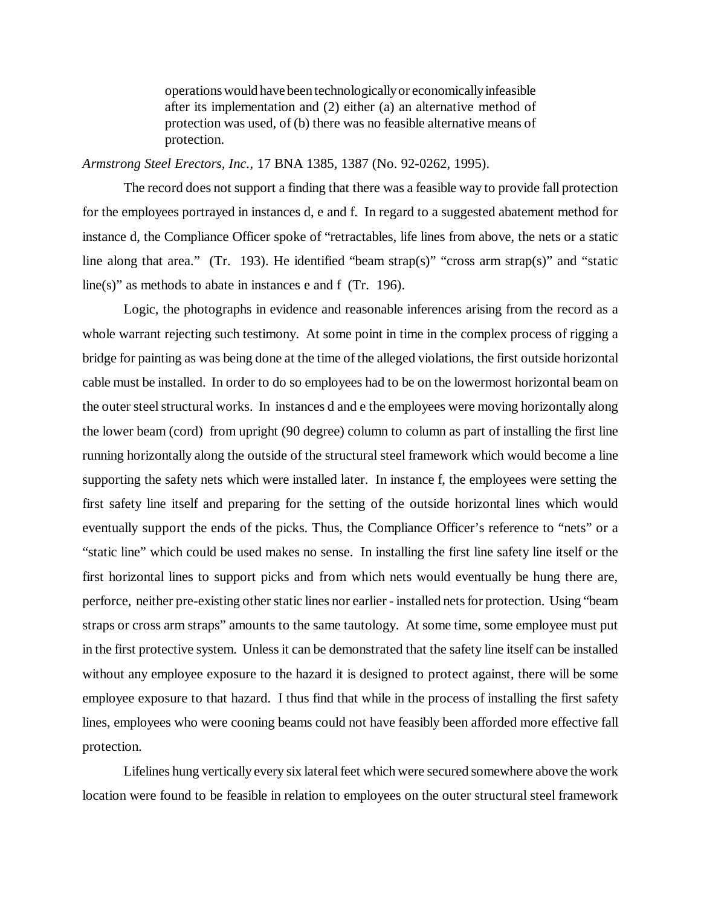> operations would have been technologically or economically infeasible after its implementation and (2) either (a) an alternative method of protection was used, of (b) there was no feasible alternative means of protection.

*Armstrong Steel Erectors, Inc.*, 17 BNA 1385, 1387 (No. 92-0262, 1995).

The record does not support a finding that there was a feasible way to provide fall protection for the employees portrayed in instances d, e and f. In regard to a suggested abatement method for instance d, the Compliance Officer spoke of "retractables, life lines from above, the nets or a static line along that area." (Tr. 193). He identified "beam strap(s)" "cross arm strap(s)" and "static line(s)" as methods to abate in instances e and f (Tr. 196).

Logic, the photographs in evidence and reasonable inferences arising from the record as a whole warrant rejecting such testimony. At some point in time in the complex process of rigging a bridge for painting as was being done at the time of the alleged violations, the first outside horizontal cable must be installed. In order to do so employees had to be on the lowermost horizontal beam on the outer steel structural works. In instances d and e the employees were moving horizontally along the lower beam (cord) from upright (90 degree) column to column as part of installing the first line running horizontally along the outside of the structural steel framework which would become a line supporting the safety nets which were installed later. In instance f, the employees were setting the first safety line itself and preparing for the setting of the outside horizontal lines which would eventually support the ends of the picks. Thus, the Compliance Officer's reference to "nets" or a "static line" which could be used makes no sense. In installing the first line safety line itself or the first horizontal lines to support picks and from which nets would eventually be hung there are, perforce, neither pre-existing other static lines nor earlier - installed nets for protection. Using "beam straps or cross arm straps" amounts to the same tautology. At some time, some employee must put in the first protective system. Unless it can be demonstrated that the safety line itself can be installed without any employee exposure to the hazard it is designed to protect against, there will be some employee exposure to that hazard. I thus find that while in the process of installing the first safety lines, employees who were cooning beams could not have feasibly been afforded more effective fall protection.

Lifelines hung vertically every six lateral feet which were secured somewhere above the work location were found to be feasible in relation to employees on the outer structural steel framework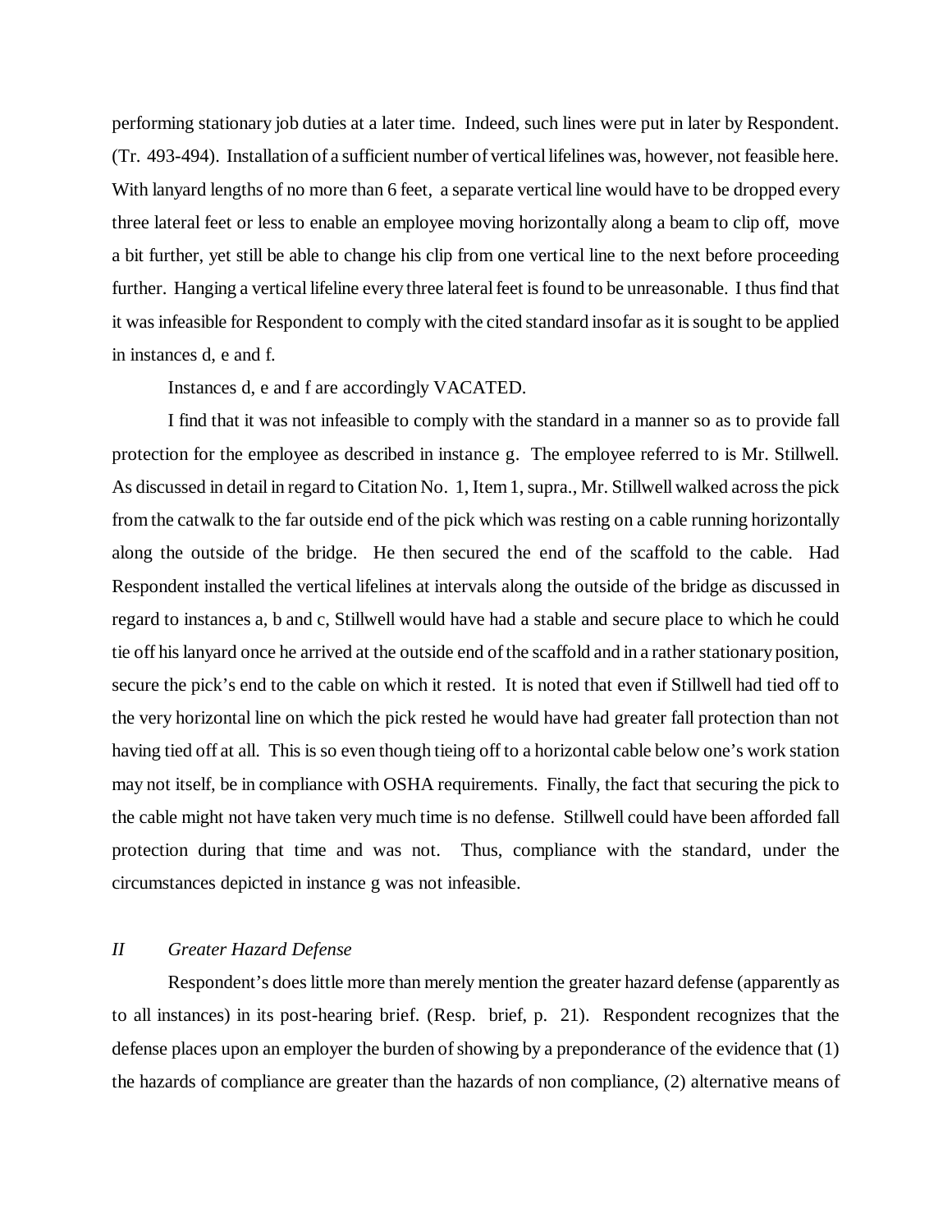performing stationary job duties at a later time. Indeed, such lines were put in later by Respondent. (Tr. 493-494). Installation of a sufficient number of vertical lifelines was, however, not feasible here. With lanyard lengths of no more than 6 feet, a separate vertical line would have to be dropped every three lateral feet or less to enable an employee moving horizontally along a beam to clip off, move a bit further, yet still be able to change his clip from one vertical line to the next before proceeding further. Hanging a vertical lifeline every three lateral feet is found to be unreasonable. I thus find that it was infeasible for Respondent to comply with the cited standard insofar as it is sought to be applied in instances d, e and f.

Instances d, e and f are accordingly VACATED.

I find that it was not infeasible to comply with the standard in a manner so as to provide fall protection for the employee as described in instance g. The employee referred to is Mr. Stillwell. As discussed in detail in regard to Citation No. 1, Item 1, supra., Mr. Stillwell walked across the pick from the catwalk to the far outside end of the pick which was resting on a cable running horizontally along the outside of the bridge. He then secured the end of the scaffold to the cable. Had Respondent installed the vertical lifelines at intervals along the outside of the bridge as discussed in regard to instances a, b and c, Stillwell would have had a stable and secure place to which he could tie off his lanyard once he arrived at the outside end of the scaffold and in a rather stationary position, secure the pick's end to the cable on which it rested. It is noted that even if Stillwell had tied off to the very horizontal line on which the pick rested he would have had greater fall protection than not having tied off at all. This is so even though tieing off to a horizontal cable below one's work station may not itself, be in compliance with OSHA requirements. Finally, the fact that securing the pick to the cable might not have taken very much time is no defense. Stillwell could have been afforded fall protection during that time and was not. Thus, compliance with the standard, under the circumstances depicted in instance g was not infeasible.

### *II Greater Hazard Defense*

Respondent's does little more than merely mention the greater hazard defense (apparently as to all instances) in its post-hearing brief. (Resp. brief, p. 21). Respondent recognizes that the defense places upon an employer the burden of showing by a preponderance of the evidence that (1) the hazards of compliance are greater than the hazards of non compliance, (2) alternative means of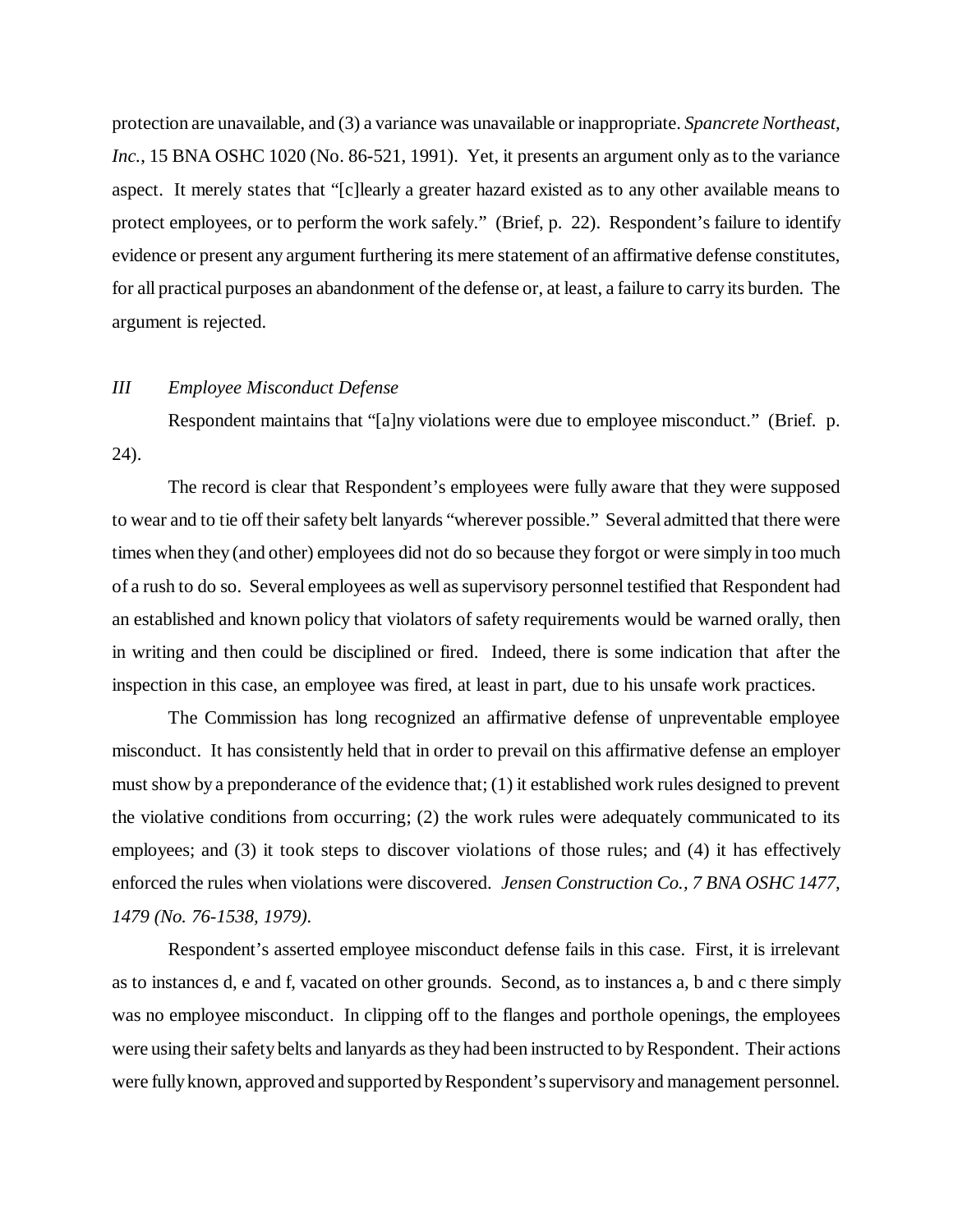protection are unavailable, and (3) a variance was unavailable or inappropriate. *Spancrete Northeast, Inc.*, 15 BNA OSHC 1020 (No. 86-521, 1991). Yet, it presents an argument only as to the variance aspect. It merely states that "[c]learly a greater hazard existed as to any other available means to protect employees, or to perform the work safely." (Brief, p. 22). Respondent's failure to identify evidence or present any argument furthering its mere statement of an affirmative defense constitutes, for all practical purposes an abandonment of the defense or, at least, a failure to carry its burden. The argument is rejected.

### *III Employee Misconduct Defense*

Respondent maintains that "[a]ny violations were due to employee misconduct." (Brief. p. 24).

The record is clear that Respondent's employees were fully aware that they were supposed to wear and to tie off their safety belt lanyards "wherever possible." Several admitted that there were times when they (and other) employees did not do so because they forgot or were simply in too much of a rush to do so. Several employees as well as supervisory personnel testified that Respondent had an established and known policy that violators of safety requirements would be warned orally, then in writing and then could be disciplined or fired. Indeed, there is some indication that after the inspection in this case, an employee was fired, at least in part, due to his unsafe work practices.

The Commission has long recognized an affirmative defense of unpreventable employee misconduct. It has consistently held that in order to prevail on this affirmative defense an employer must show by a preponderance of the evidence that; (1) it established work rules designed to prevent the violative conditions from occurring; (2) the work rules were adequately communicated to its employees; and (3) it took steps to discover violations of those rules; and (4) it has effectively enforced the rules when violations were discovered. *Jensen Construction Co., 7 BNA OSHC 1477, 1479 (No. 76-1538, 1979).*

Respondent's asserted employee misconduct defense fails in this case. First, it is irrelevant as to instances d, e and f, vacated on other grounds. Second, as to instances a, b and c there simply was no employee misconduct. In clipping off to the flanges and porthole openings, the employees were using their safety belts and lanyards as they had been instructed to by Respondent. Their actions were fully known, approved and supported by Respondent's supervisory and management personnel.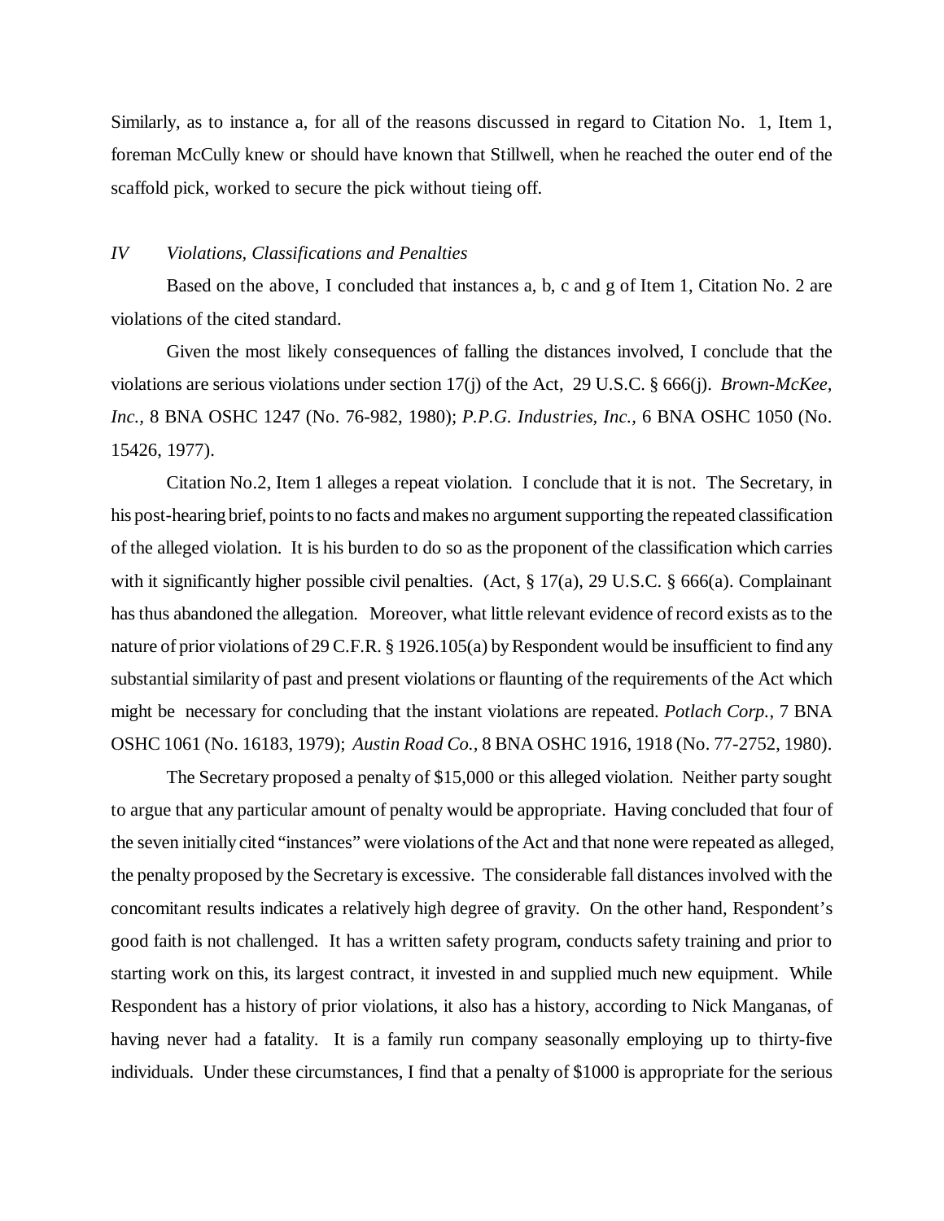Similarly, as to instance a, for all of the reasons discussed in regard to Citation No. 1, Item 1, foreman McCully knew or should have known that Stillwell, when he reached the outer end of the scaffold pick, worked to secure the pick without tieing off.

### *IV Violations, Classifications and Penalties*

Based on the above, I concluded that instances a, b, c and g of Item 1, Citation No. 2 are violations of the cited standard.

Given the most likely consequences of falling the distances involved, I conclude that the violations are serious violations under section 17(j) of the Act, 29 U.S.C. § 666(j). *Brown-McKee, Inc.,* 8 BNA OSHC 1247 (No. 76-982, 1980); *P.P.G. Industries, Inc.,* 6 BNA OSHC 1050 (No. 15426, 1977).

Citation No.2, Item 1 alleges a repeat violation. I conclude that it is not. The Secretary, in his post-hearing brief, points to no facts and makes no argument supporting the repeated classification of the alleged violation. It is his burden to do so as the proponent of the classification which carries with it significantly higher possible civil penalties. (Act, § 17(a), 29 U.S.C. § 666(a). Complainant has thus abandoned the allegation. Moreover, what little relevant evidence of record exists as to the nature of prior violations of 29 C.F.R. § 1926.105(a) by Respondent would be insufficient to find any substantial similarity of past and present violations or flaunting of the requirements of the Act which might be necessary for concluding that the instant violations are repeated. *Potlach Corp.*, 7 BNA OSHC 1061 (No. 16183, 1979); *Austin Road Co.*, 8 BNA OSHC 1916, 1918 (No. 77-2752, 1980).

The Secretary proposed a penalty of $15,000 or this alleged violation. Neither party sought to argue that any particular amount of penalty would be appropriate. Having concluded that four of the seven initially cited "instances" were violations of the Act and that none were repeated as alleged, the penalty proposed by the Secretary is excessive. The considerable fall distances involved with the concomitant results indicates a relatively high degree of gravity. On the other hand, Respondent's good faith is not challenged. It has a written safety program, conducts safety training and prior to starting work on this, its largest contract, it invested in and supplied much new equipment. While Respondent has a history of prior violations, it also has a history, according to Nick Manganas, of having never had a fatality. It is a family run company seasonally employing up to thirty-five individuals. Under these circumstances, I find that a penalty of $1000 is appropriate for the serious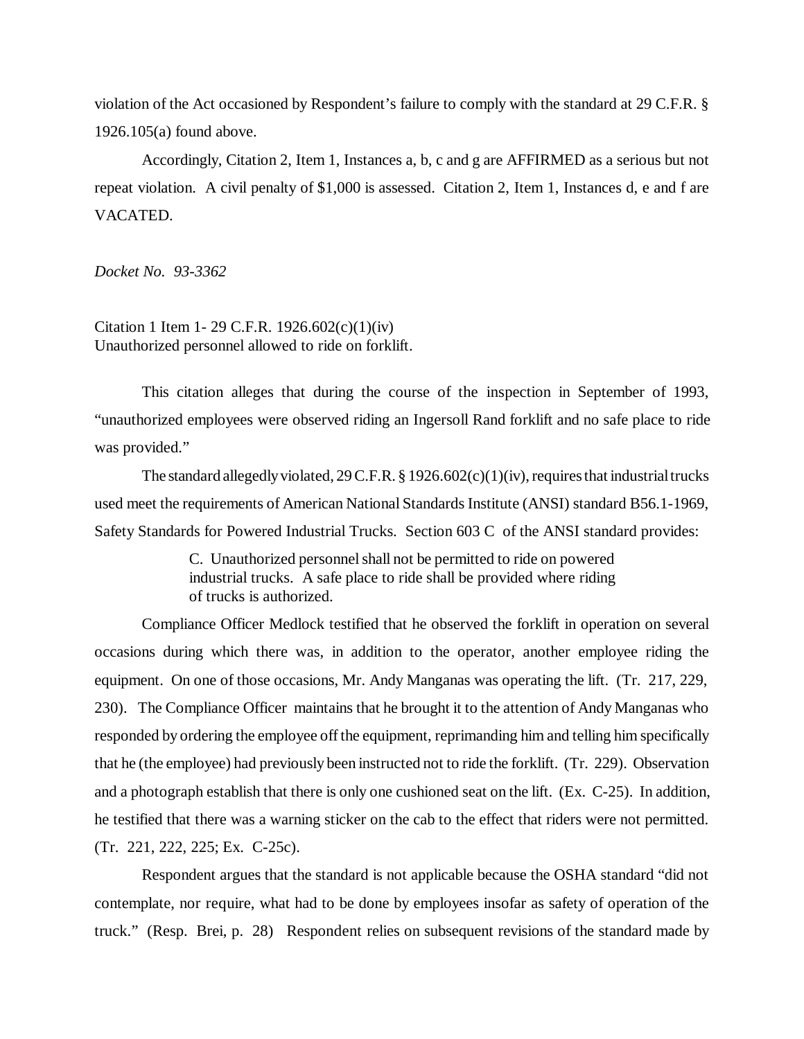violation of the Act occasioned by Respondent's failure to comply with the standard at 29 C.F.R. § 1926.105(a) found above.

Accordingly, Citation 2, Item 1, Instances a, b, c and g are AFFIRMED as a serious but not repeat violation. A civil penalty of $1,000 is assessed. Citation 2, Item 1, Instances d, e and f are VACATED.

*Docket No. 93-3362*

Citation 1 Item 1- 29 C.F.R. 1926.602(c)(1)(iv)
Unauthorized personnel allowed to ride on forklift.

This citation alleges that during the course of the inspection in September of 1993, "unauthorized employees were observed riding an Ingersoll Rand forklift and no safe place to ride was provided."

The standard allegedly violated, 29 C.F.R. § 1926.602(c)(1)(iv), requires that industrial trucks used meet the requirements of American National Standards Institute (ANSI) standard B56.1-1969, Safety Standards for Powered Industrial Trucks. Section 603 C of the ANSI standard provides:

> C. Unauthorized personnel shall not be permitted to ride on powered industrial trucks. A safe place to ride shall be provided where riding of trucks is authorized.

Compliance Officer Medlock testified that he observed the forklift in operation on several occasions during which there was, in addition to the operator, another employee riding the equipment. On one of those occasions, Mr. Andy Manganas was operating the lift. (Tr. 217, 229, 230). The Compliance Officer maintains that he brought it to the attention of Andy Manganas who responded by ordering the employee off the equipment, reprimanding him and telling him specifically that he (the employee) had previously been instructed not to ride the forklift. (Tr. 229). Observation and a photograph establish that there is only one cushioned seat on the lift. (Ex. C-25). In addition, he testified that there was a warning sticker on the cab to the effect that riders were not permitted. (Tr. 221, 222, 225; Ex. C-25c).

Respondent argues that the standard is not applicable because the OSHA standard "did not contemplate, nor require, what had to be done by employees insofar as safety of operation of the truck." (Resp. Brei, p. 28) Respondent relies on subsequent revisions of the standard made by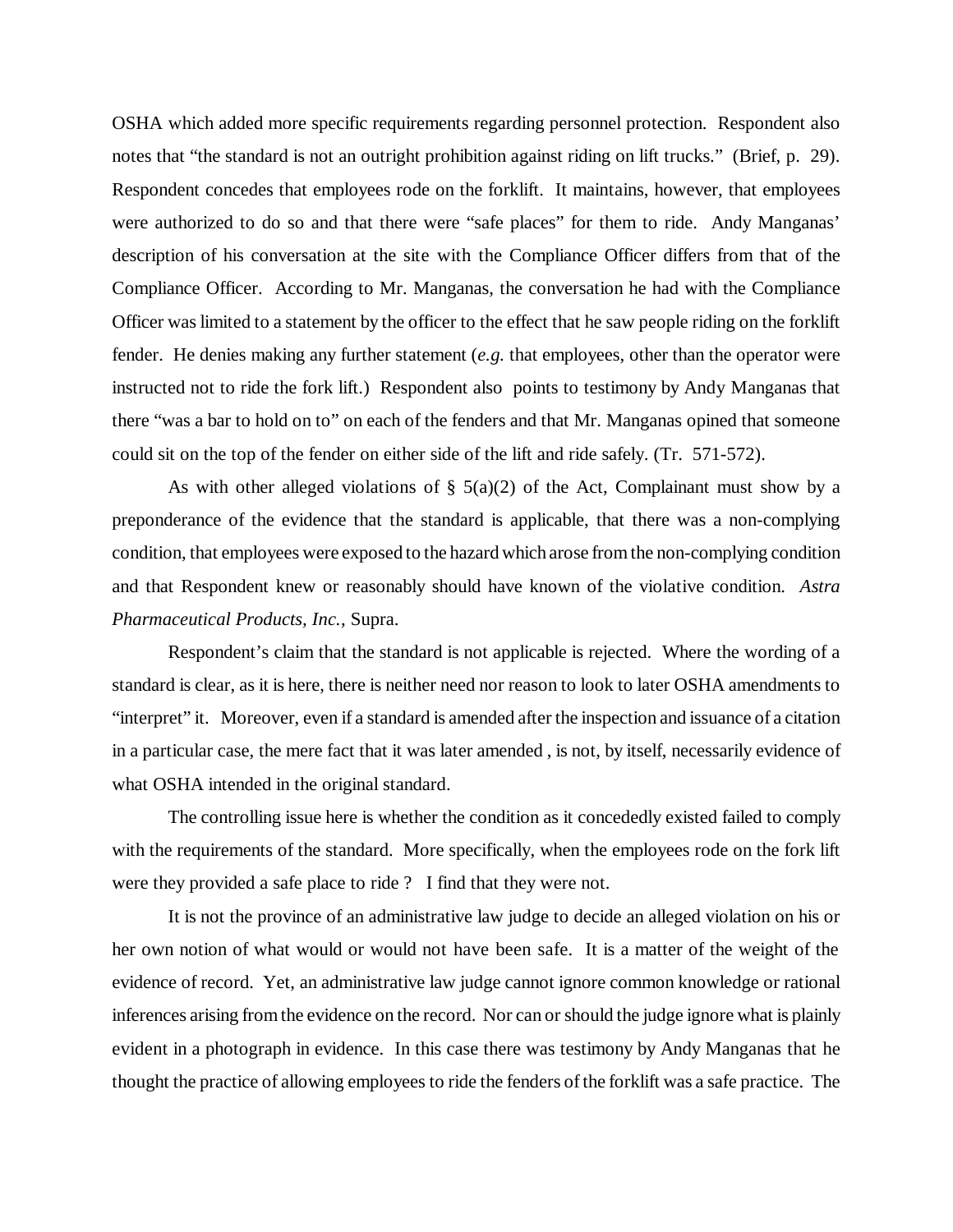OSHA which added more specific requirements regarding personnel protection. Respondent also notes that "the standard is not an outright prohibition against riding on lift trucks." (Brief, p. 29). Respondent concedes that employees rode on the forklift. It maintains, however, that employees were authorized to do so and that there were "safe places" for them to ride. Andy Manganas' description of his conversation at the site with the Compliance Officer differs from that of the Compliance Officer. According to Mr. Manganas, the conversation he had with the Compliance Officer was limited to a statement by the officer to the effect that he saw people riding on the forklift fender. He denies making any further statement (*e.g.* that employees, other than the operator were instructed not to ride the fork lift.) Respondent also points to testimony by Andy Manganas that there "was a bar to hold on to" on each of the fenders and that Mr. Manganas opined that someone could sit on the top of the fender on either side of the lift and ride safely. (Tr. 571-572).

As with other alleged violations of § 5(a)(2) of the Act, Complainant must show by a preponderance of the evidence that the standard is applicable, that there was a non-complying condition, that employees were exposed to the hazard which arose from the non-complying condition and that Respondent knew or reasonably should have known of the violative condition. *Astra Pharmaceutical Products, Inc.*, Supra.

Respondent's claim that the standard is not applicable is rejected. Where the wording of a standard is clear, as it is here, there is neither need nor reason to look to later OSHA amendments to "interpret" it. Moreover, even if a standard is amended after the inspection and issuance of a citation in a particular case, the mere fact that it was later amended , is not, by itself, necessarily evidence of what OSHA intended in the original standard.

The controlling issue here is whether the condition as it concededly existed failed to comply with the requirements of the standard. More specifically, when the employees rode on the fork lift were they provided a safe place to ride ? I find that they were not.

It is not the province of an administrative law judge to decide an alleged violation on his or her own notion of what would or would not have been safe. It is a matter of the weight of the evidence of record. Yet, an administrative law judge cannot ignore common knowledge or rational inferences arising from the evidence on the record. Nor can or should the judge ignore what is plainly evident in a photograph in evidence. In this case there was testimony by Andy Manganas that he thought the practice of allowing employees to ride the fenders of the forklift was a safe practice. The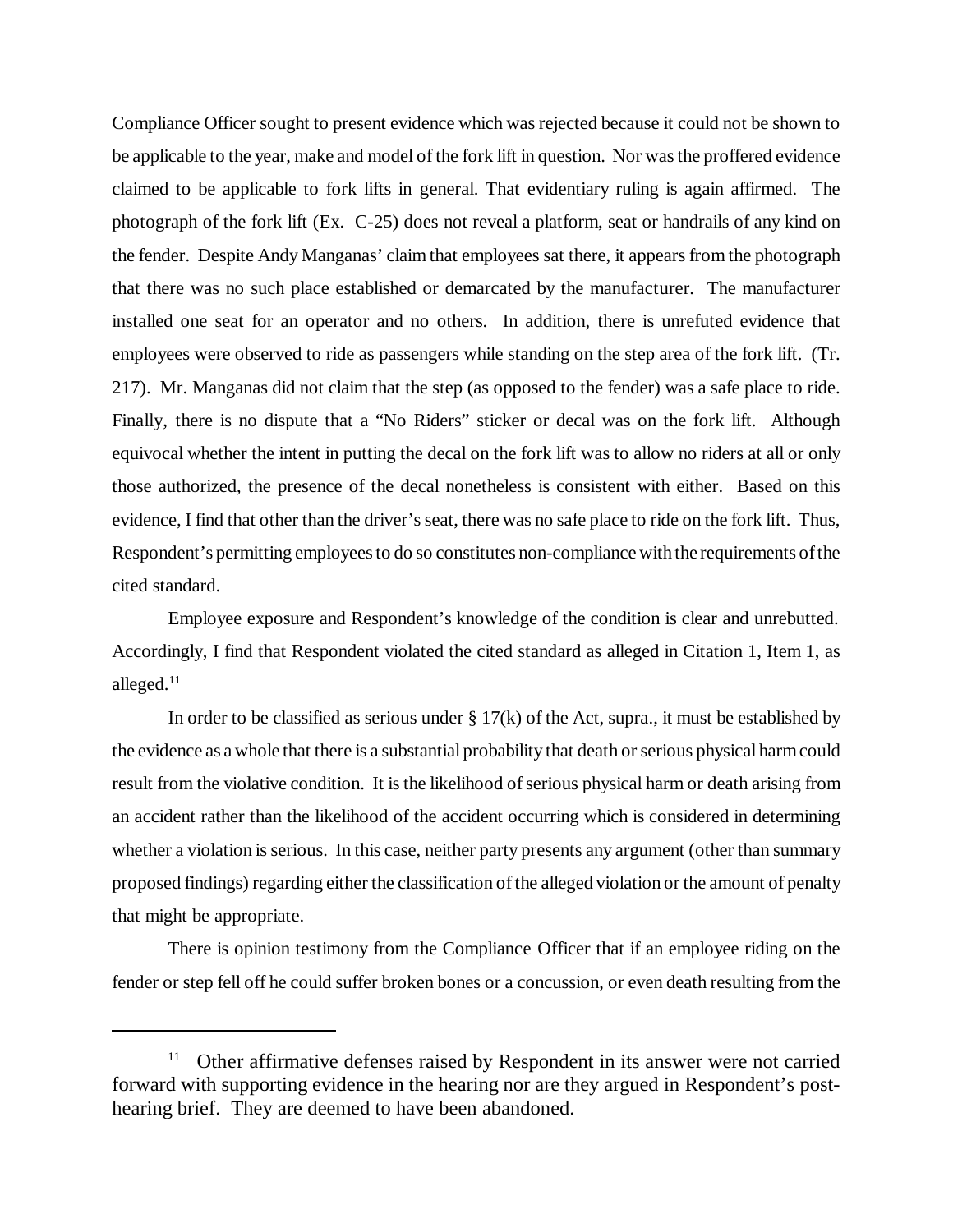Compliance Officer sought to present evidence which was rejected because it could not be shown to be applicable to the year, make and model of the fork lift in question. Nor was the proffered evidence claimed to be applicable to fork lifts in general. That evidentiary ruling is again affirmed. The photograph of the fork lift (Ex. C-25) does not reveal a platform, seat or handrails of any kind on the fender. Despite Andy Manganas' claim that employees sat there, it appears from the photograph that there was no such place established or demarcated by the manufacturer. The manufacturer installed one seat for an operator and no others. In addition, there is unrefuted evidence that employees were observed to ride as passengers while standing on the step area of the fork lift. (Tr. 217). Mr. Manganas did not claim that the step (as opposed to the fender) was a safe place to ride. Finally, there is no dispute that a "No Riders" sticker or decal was on the fork lift. Although equivocal whether the intent in putting the decal on the fork lift was to allow no riders at all or only those authorized, the presence of the decal nonetheless is consistent with either. Based on this evidence, I find that other than the driver's seat, there was no safe place to ride on the fork lift. Thus, Respondent's permitting employees to do so constitutes non-compliance with the requirements of the cited standard.

Employee exposure and Respondent's knowledge of the condition is clear and unrebutted. Accordingly, I find that Respondent violated the cited standard as alleged in Citation 1, Item 1, as alleged.[11]

In order to be classified as serious under § 17(k) of the Act, supra., it must be established by the evidence as a whole that there is a substantial probability that death or serious physical harm could result from the violative condition. It is the likelihood of serious physical harm or death arising from an accident rather than the likelihood of the accident occurring which is considered in determining whether a violation is serious. In this case, neither party presents any argument (other than summary proposed findings) regarding either the classification of the alleged violation or the amount of penalty that might be appropriate.

There is opinion testimony from the Compliance Officer that if an employee riding on the fender or step fell off he could suffer broken bones or a concussion, or even death resulting from the

---

[11] Other affirmative defenses raised by Respondent in its answer were not carried forward with supporting evidence in the hearing nor are they argued in Respondent's post-hearing brief. They are deemed to have been abandoned.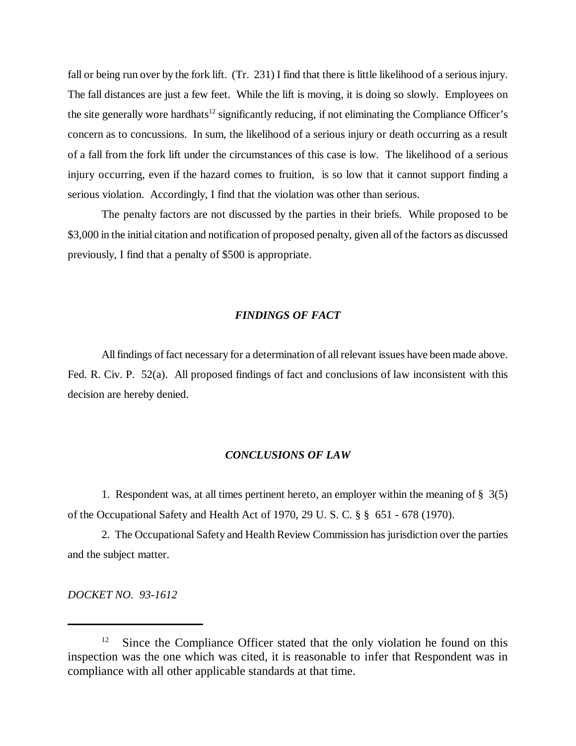fall or being run over by the fork lift. (Tr. 231) I find that there is little likelihood of a serious injury. The fall distances are just a few feet. While the lift is moving, it is doing so slowly. Employees on the site generally wore hardhats[12] significantly reducing, if not eliminating the Compliance Officer's concern as to concussions. In sum, the likelihood of a serious injury or death occurring as a result of a fall from the fork lift under the circumstances of this case is low. The likelihood of a serious injury occurring, even if the hazard comes to fruition, is so low that it cannot support finding a serious violation. Accordingly, I find that the violation was other than serious.

The penalty factors are not discussed by the parties in their briefs. While proposed to be $3,000 in the initial citation and notification of proposed penalty, given all of the factors as discussed previously, I find that a penalty of $500 is appropriate.

### *FINDINGS OF FACT*

All findings of fact necessary for a determination of all relevant issues have been made above. Fed. R. Civ. P. 52(a). All proposed findings of fact and conclusions of law inconsistent with this decision are hereby denied.

### *CONCLUSIONS OF LAW*

1. Respondent was, at all times pertinent hereto, an employer within the meaning of § 3(5) of the Occupational Safety and Health Act of 1970, 29 U. S. C. § § 651 - 678 (1970).

2. The Occupational Safety and Health Review Commission has jurisdiction over the parties and the subject matter.

*DOCKET NO. 93-1612*

---

[12] Since the Compliance Officer stated that the only violation he found on this inspection was the one which was cited, it is reasonable to infer that Respondent was in compliance with all other applicable standards at that time.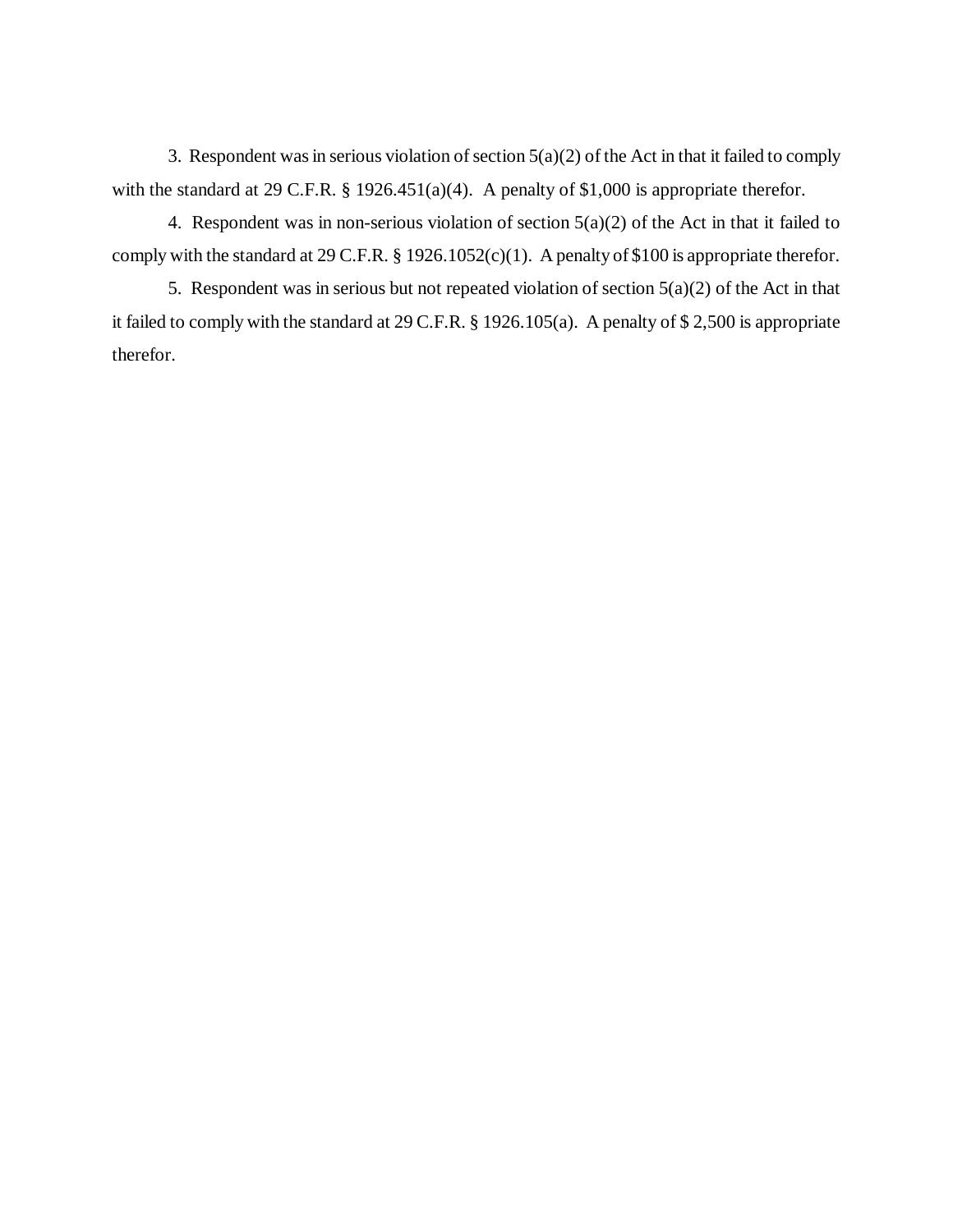3. Respondent was in serious violation of section 5(a)(2) of the Act in that it failed to comply with the standard at 29 C.F.R. § 1926.451(a)(4). A penalty of $1,000 is appropriate therefor.

4. Respondent was in non-serious violation of section 5(a)(2) of the Act in that it failed to comply with the standard at 29 C.F.R. § 1926.1052(c)(1). A penalty of $100 is appropriate therefor.

5. Respondent was in serious but not repeated violation of section 5(a)(2) of the Act in that it failed to comply with the standard at 29 C.F.R. § 1926.105(a). A penalty of $ 2,500 is appropriate therefor.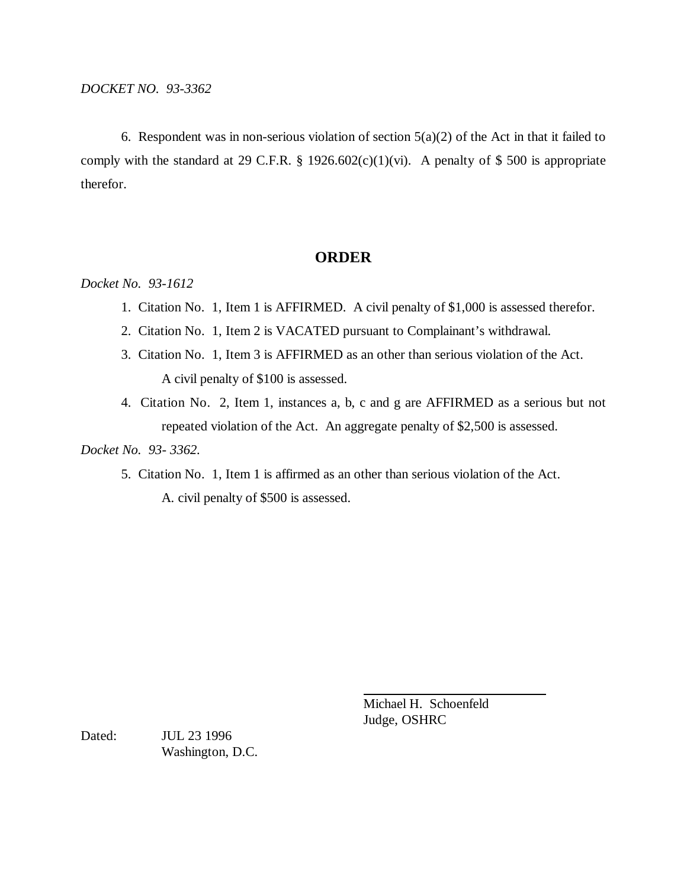*DOCKET NO. 93-3362*

6. Respondent was in non-serious violation of section 5(a)(2) of the Act in that it failed to comply with the standard at 29 C.F.R. § 1926.602(c)(1)(vi). A penalty of $ 500 is appropriate therefor.

## ORDER

*Docket No. 93-1612*

1. Citation No. 1, Item 1 is AFFIRMED. A civil penalty of $1,000 is assessed therefor.
2. Citation No. 1, Item 2 is VACATED pursuant to Complainant's withdrawal.
3. Citation No. 1, Item 3 is AFFIRMED as an other than serious violation of the Act. A civil penalty of $100 is assessed.
4. Citation No. 2, Item 1, instances a, b, c and g are AFFIRMED as a serious but not repeated violation of the Act. An aggregate penalty of $2,500 is assessed.

*Docket No. 93- 3362.*

5. Citation No. 1, Item 1 is affirmed as an other than serious violation of the Act. A. civil penalty of $500 is assessed.

Michael H. Schoenfeld
Judge, OSHRC

Dated: JUL 23 1996
Washington, D.C.